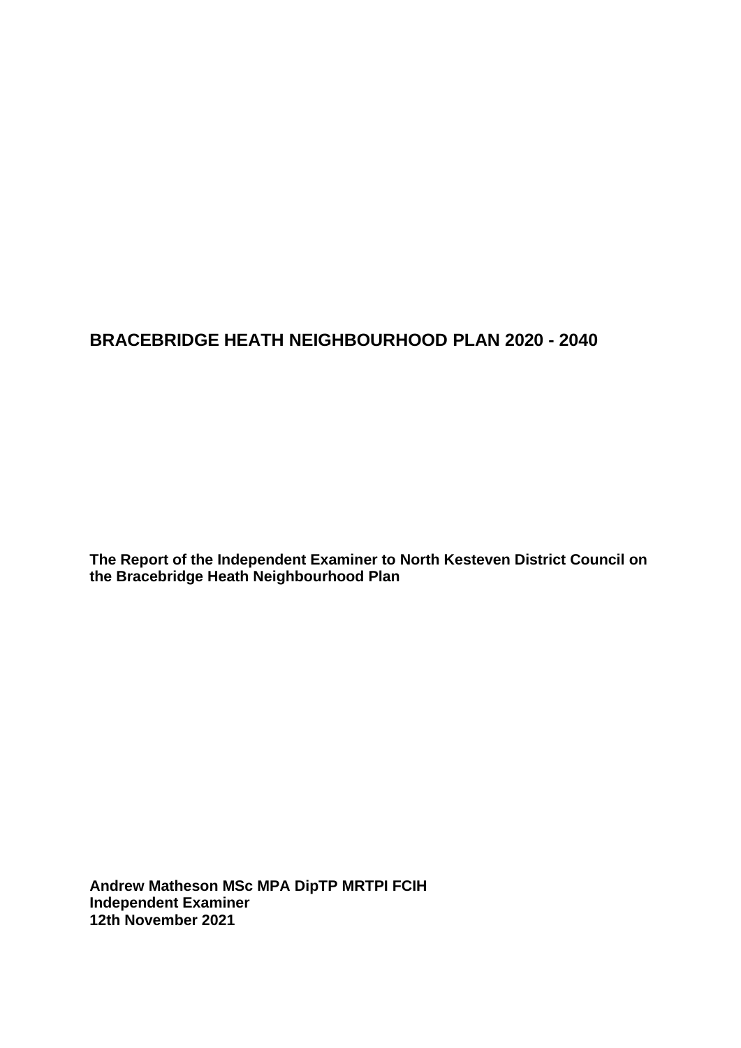# BRACEBRIDGE HEATH NEIGHBOURHOOD PLAN 2020 - 2040

**The Report of the Independent Examiner to North Kesteven District Council on the Bracebridge Heath Neighbourhood Plan**

**Andrew Matheson MSc MPA DipTP MRTPI FCIH**
**Independent Examiner**
**12th November 2021**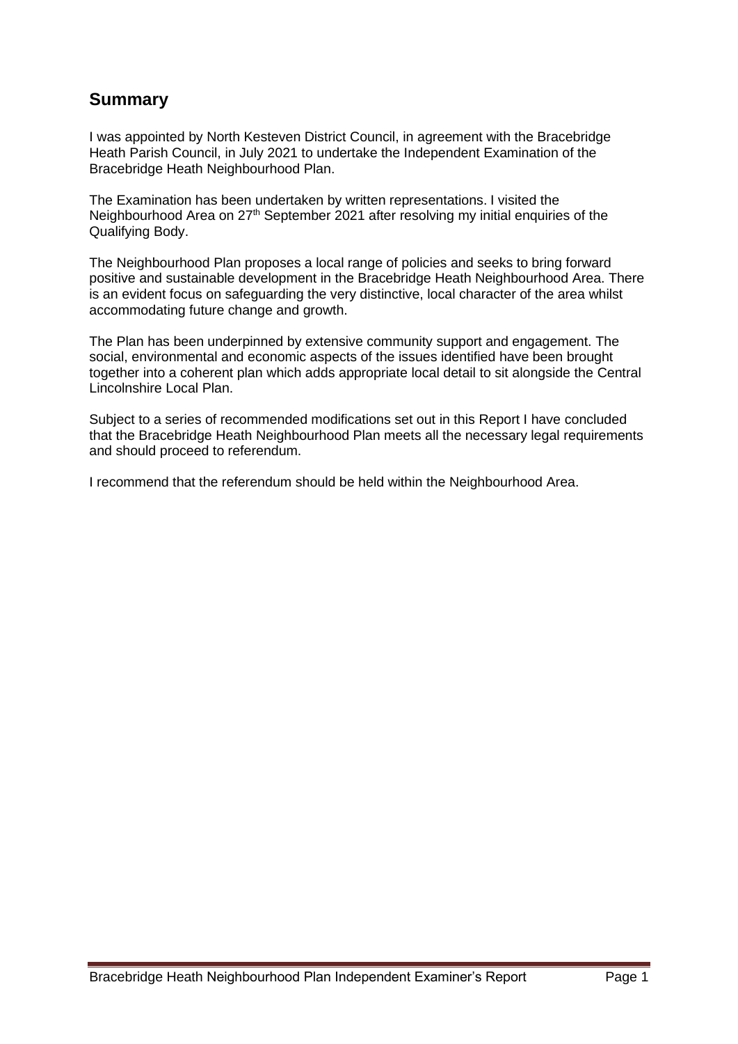## Summary

I was appointed by North Kesteven District Council, in agreement with the Bracebridge Heath Parish Council, in July 2021 to undertake the Independent Examination of the Bracebridge Heath Neighbourhood Plan.

The Examination has been undertaken by written representations. I visited the Neighbourhood Area on 27th September 2021 after resolving my initial enquiries of the Qualifying Body.

The Neighbourhood Plan proposes a local range of policies and seeks to bring forward positive and sustainable development in the Bracebridge Heath Neighbourhood Area. There is an evident focus on safeguarding the very distinctive, local character of the area whilst accommodating future change and growth.

The Plan has been underpinned by extensive community support and engagement. The social, environmental and economic aspects of the issues identified have been brought together into a coherent plan which adds appropriate local detail to sit alongside the Central Lincolnshire Local Plan.

Subject to a series of recommended modifications set out in this Report I have concluded that the Bracebridge Heath Neighbourhood Plan meets all the necessary legal requirements and should proceed to referendum.

I recommend that the referendum should be held within the Neighbourhood Area.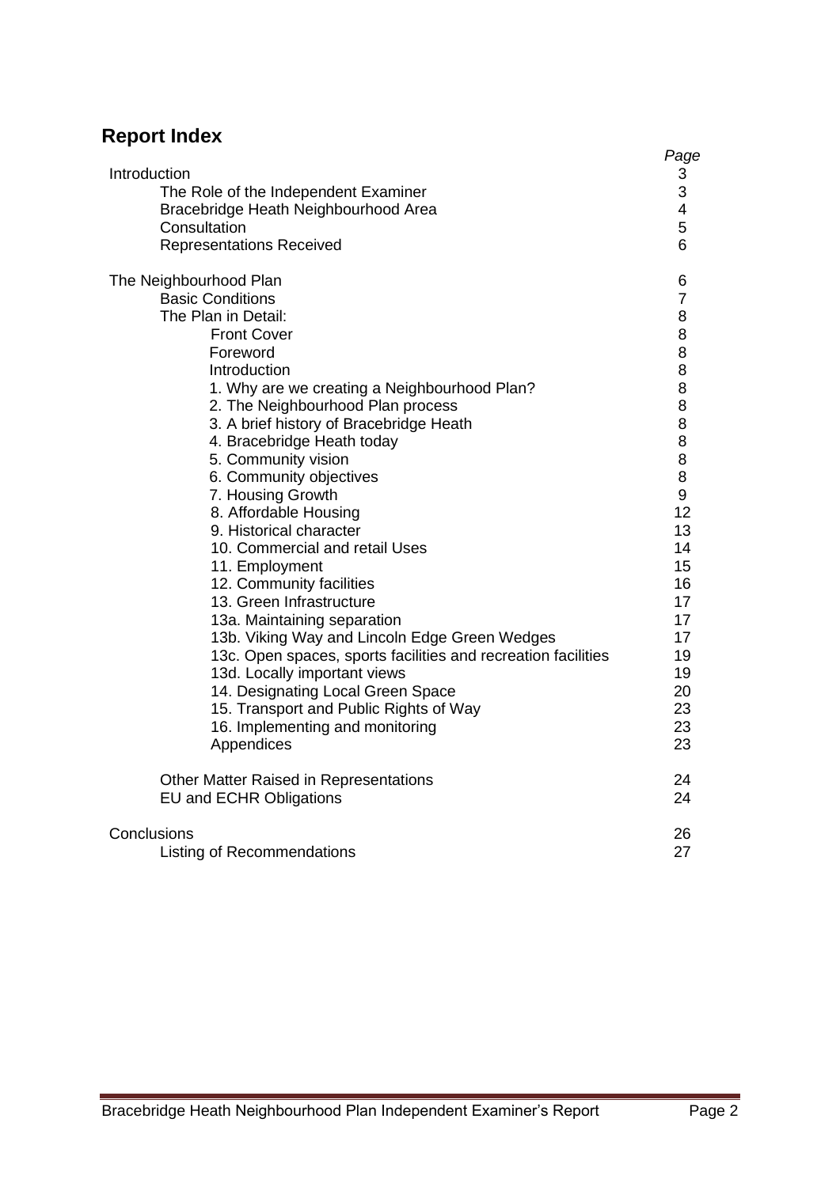## Report Index

| | Page |
|---|---|
| Introduction | 3 |
| The Role of the Independent Examiner | 3 |
| Bracebridge Heath Neighbourhood Area | 4 |
| Consultation | 5 |
| Representations Received | 6 |
| | |
| The Neighbourhood Plan | 6 |
| Basic Conditions | 7 |
| The Plan in Detail: | 8 |
| Front Cover | 8 |
| Foreword | 8 |
| Introduction | 8 |
| 1. Why are we creating a Neighbourhood Plan? | 8 |
| 2. The Neighbourhood Plan process | 8 |
| 3. A brief history of Bracebridge Heath | 8 |
| 4. Bracebridge Heath today | 8 |
| 5. Community vision | 8 |
| 6. Community objectives | 8 |
| 7. Housing Growth | 9 |
| 8. Affordable Housing | 12 |
| 9. Historical character | 13 |
| 10. Commercial and retail Uses | 14 |
| 11. Employment | 15 |
| 12. Community facilities | 16 |
| 13. Green Infrastructure | 17 |
| 13a. Maintaining separation | 17 |
| 13b. Viking Way and Lincoln Edge Green Wedges | 17 |
| 13c. Open spaces, sports facilities and recreation facilities | 19 |
| 13d. Locally important views | 19 |
| 14. Designating Local Green Space | 20 |
| 15. Transport and Public Rights of Way | 23 |
| 16. Implementing and monitoring | 23 |
| Appendices | 23 |
| | |
| Other Matter Raised in Representations | 24 |
| EU and ECHR Obligations | 24 |
| | |
| Conclusions | 26 |
| Listing of Recommendations | 27 |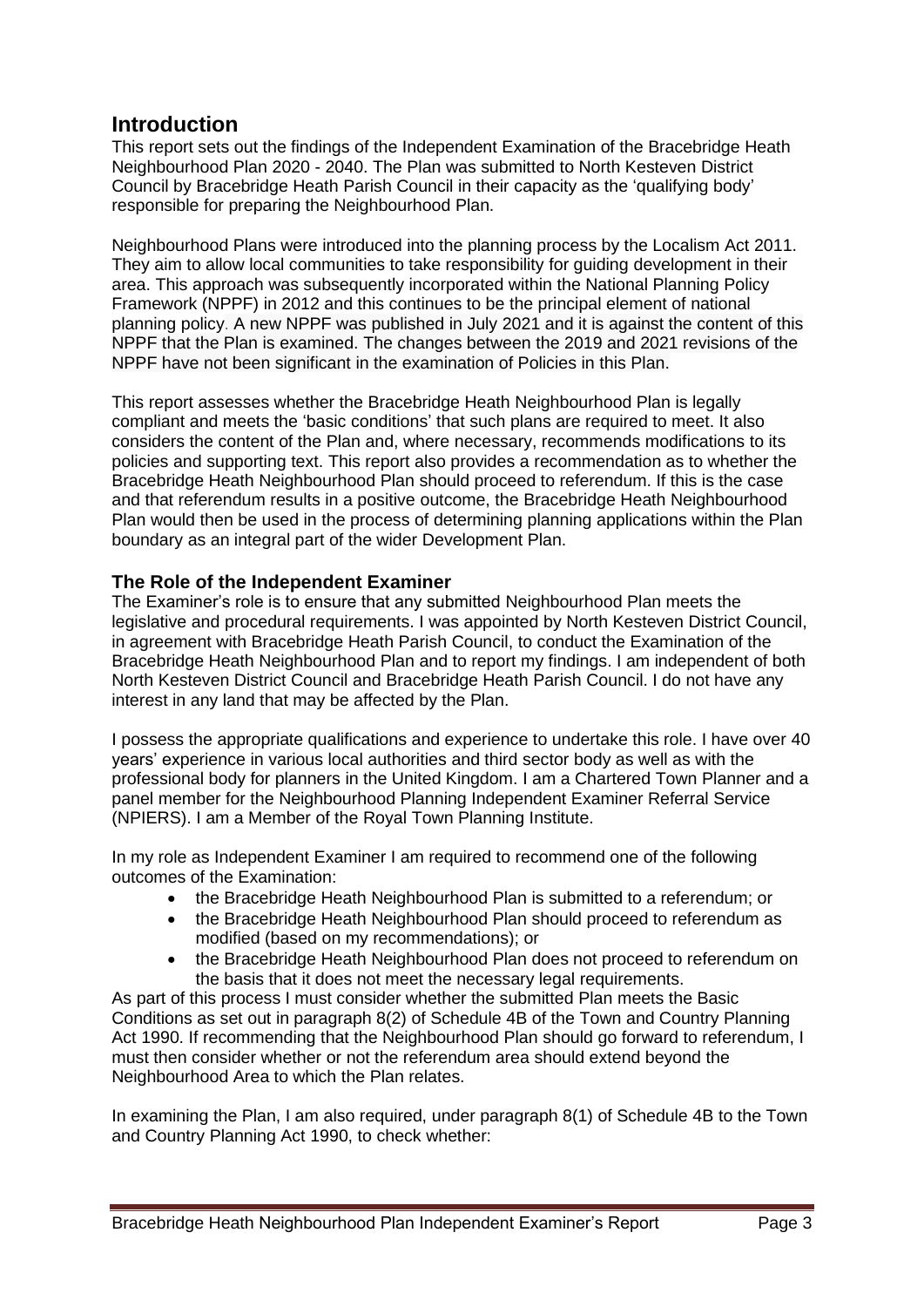## Introduction

This report sets out the findings of the Independent Examination of the Bracebridge Heath Neighbourhood Plan 2020 - 2040. The Plan was submitted to North Kesteven District Council by Bracebridge Heath Parish Council in their capacity as the 'qualifying body' responsible for preparing the Neighbourhood Plan.

Neighbourhood Plans were introduced into the planning process by the Localism Act 2011. They aim to allow local communities to take responsibility for guiding development in their area. This approach was subsequently incorporated within the National Planning Policy Framework (NPPF) in 2012 and this continues to be the principal element of national planning policy. A new NPPF was published in July 2021 and it is against the content of this NPPF that the Plan is examined. The changes between the 2019 and 2021 revisions of the NPPF have not been significant in the examination of Policies in this Plan.

This report assesses whether the Bracebridge Heath Neighbourhood Plan is legally compliant and meets the 'basic conditions' that such plans are required to meet. It also considers the content of the Plan and, where necessary, recommends modifications to its policies and supporting text. This report also provides a recommendation as to whether the Bracebridge Heath Neighbourhood Plan should proceed to referendum. If this is the case and that referendum results in a positive outcome, the Bracebridge Heath Neighbourhood Plan would then be used in the process of determining planning applications within the Plan boundary as an integral part of the wider Development Plan.

### The Role of the Independent Examiner

The Examiner's role is to ensure that any submitted Neighbourhood Plan meets the legislative and procedural requirements. I was appointed by North Kesteven District Council, in agreement with Bracebridge Heath Parish Council, to conduct the Examination of the Bracebridge Heath Neighbourhood Plan and to report my findings. I am independent of both North Kesteven District Council and Bracebridge Heath Parish Council. I do not have any interest in any land that may be affected by the Plan.

I possess the appropriate qualifications and experience to undertake this role. I have over 40 years' experience in various local authorities and third sector body as well as with the professional body for planners in the United Kingdom. I am a Chartered Town Planner and a panel member for the Neighbourhood Planning Independent Examiner Referral Service (NPIERS). I am a Member of the Royal Town Planning Institute.

In my role as Independent Examiner I am required to recommend one of the following outcomes of the Examination:

- the Bracebridge Heath Neighbourhood Plan is submitted to a referendum; or
- the Bracebridge Heath Neighbourhood Plan should proceed to referendum as modified (based on my recommendations); or
- the Bracebridge Heath Neighbourhood Plan does not proceed to referendum on the basis that it does not meet the necessary legal requirements.

As part of this process I must consider whether the submitted Plan meets the Basic Conditions as set out in paragraph 8(2) of Schedule 4B of the Town and Country Planning Act 1990. If recommending that the Neighbourhood Plan should go forward to referendum, I must then consider whether or not the referendum area should extend beyond the Neighbourhood Area to which the Plan relates.

In examining the Plan, I am also required, under paragraph 8(1) of Schedule 4B to the Town and Country Planning Act 1990, to check whether: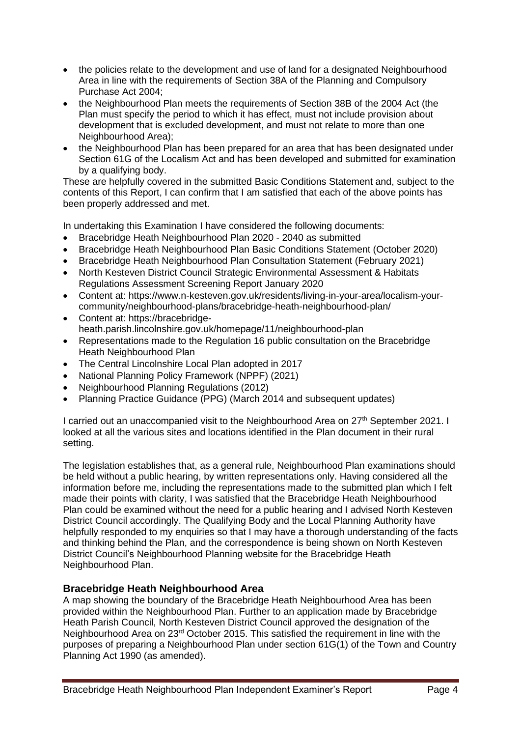- the policies relate to the development and use of land for a designated Neighbourhood Area in line with the requirements of Section 38A of the Planning and Compulsory Purchase Act 2004;
- the Neighbourhood Plan meets the requirements of Section 38B of the 2004 Act (the Plan must specify the period to which it has effect, must not include provision about development that is excluded development, and must not relate to more than one Neighbourhood Area);
- the Neighbourhood Plan has been prepared for an area that has been designated under Section 61G of the Localism Act and has been developed and submitted for examination by a qualifying body.

These are helpfully covered in the submitted Basic Conditions Statement and, subject to the contents of this Report, I can confirm that I am satisfied that each of the above points has been properly addressed and met.

In undertaking this Examination I have considered the following documents:

- Bracebridge Heath Neighbourhood Plan 2020 - 2040 as submitted
- Bracebridge Heath Neighbourhood Plan Basic Conditions Statement (October 2020)
- Bracebridge Heath Neighbourhood Plan Consultation Statement (February 2021)
- North Kesteven District Council Strategic Environmental Assessment & Habitats Regulations Assessment Screening Report January 2020
- Content at: https://www.n-kesteven.gov.uk/residents/living-in-your-area/localism-your-community/neighbourhood-plans/bracebridge-heath-neighbourhood-plan/
- Content at: https://bracebridge-heath.parish.lincolnshire.gov.uk/homepage/11/neighbourhood-plan
- Representations made to the Regulation 16 public consultation on the Bracebridge Heath Neighbourhood Plan
- The Central Lincolnshire Local Plan adopted in 2017
- National Planning Policy Framework (NPPF) (2021)
- Neighbourhood Planning Regulations (2012)
- Planning Practice Guidance (PPG) (March 2014 and subsequent updates)

I carried out an unaccompanied visit to the Neighbourhood Area on 27th September 2021. I looked at all the various sites and locations identified in the Plan document in their rural setting.

The legislation establishes that, as a general rule, Neighbourhood Plan examinations should be held without a public hearing, by written representations only. Having considered all the information before me, including the representations made to the submitted plan which I felt made their points with clarity, I was satisfied that the Bracebridge Heath Neighbourhood Plan could be examined without the need for a public hearing and I advised North Kesteven District Council accordingly. The Qualifying Body and the Local Planning Authority have helpfully responded to my enquiries so that I may have a thorough understanding of the facts and thinking behind the Plan, and the correspondence is being shown on North Kesteven District Council's Neighbourhood Planning website for the Bracebridge Heath Neighbourhood Plan.

## Bracebridge Heath Neighbourhood Area

A map showing the boundary of the Bracebridge Heath Neighbourhood Area has been provided within the Neighbourhood Plan. Further to an application made by Bracebridge Heath Parish Council, North Kesteven District Council approved the designation of the Neighbourhood Area on 23rd October 2015. This satisfied the requirement in line with the purposes of preparing a Neighbourhood Plan under section 61G(1) of the Town and Country Planning Act 1990 (as amended).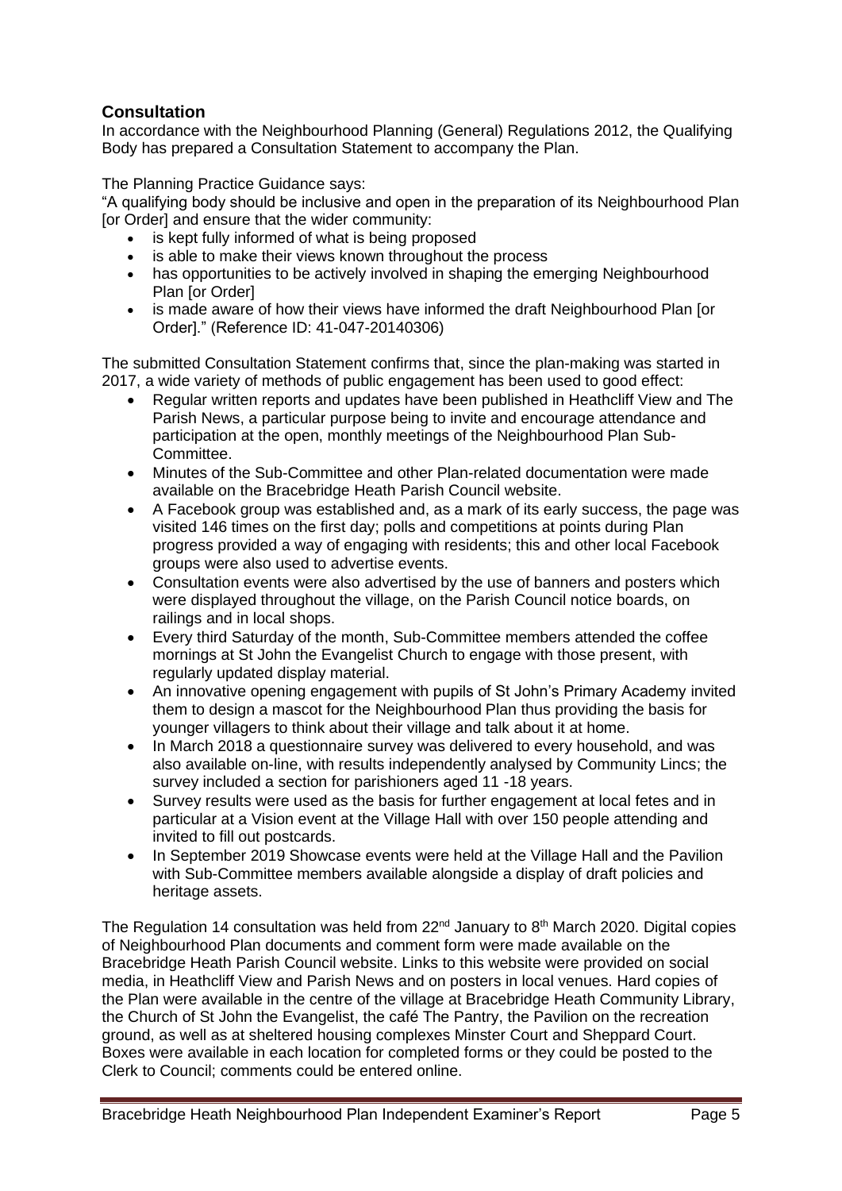## Consultation

In accordance with the Neighbourhood Planning (General) Regulations 2012, the Qualifying Body has prepared a Consultation Statement to accompany the Plan.

The Planning Practice Guidance says:

"A qualifying body should be inclusive and open in the preparation of its Neighbourhood Plan [or Order] and ensure that the wider community:

- is kept fully informed of what is being proposed
- is able to make their views known throughout the process
- has opportunities to be actively involved in shaping the emerging Neighbourhood Plan [or Order]
- is made aware of how their views have informed the draft Neighbourhood Plan [or Order]." (Reference ID: 41-047-20140306)

The submitted Consultation Statement confirms that, since the plan-making was started in 2017, a wide variety of methods of public engagement has been used to good effect:

- Regular written reports and updates have been published in Heathcliff View and The Parish News, a particular purpose being to invite and encourage attendance and participation at the open, monthly meetings of the Neighbourhood Plan Sub-Committee.
- Minutes of the Sub-Committee and other Plan-related documentation were made available on the Bracebridge Heath Parish Council website.
- A Facebook group was established and, as a mark of its early success, the page was visited 146 times on the first day; polls and competitions at points during Plan progress provided a way of engaging with residents; this and other local Facebook groups were also used to advertise events.
- Consultation events were also advertised by the use of banners and posters which were displayed throughout the village, on the Parish Council notice boards, on railings and in local shops.
- Every third Saturday of the month, Sub-Committee members attended the coffee mornings at St John the Evangelist Church to engage with those present, with regularly updated display material.
- An innovative opening engagement with pupils of St John's Primary Academy invited them to design a mascot for the Neighbourhood Plan thus providing the basis for younger villagers to think about their village and talk about it at home.
- In March 2018 a questionnaire survey was delivered to every household, and was also available on-line, with results independently analysed by Community Lincs; the survey included a section for parishioners aged 11 -18 years.
- Survey results were used as the basis for further engagement at local fetes and in particular at a Vision event at the Village Hall with over 150 people attending and invited to fill out postcards.
- In September 2019 Showcase events were held at the Village Hall and the Pavilion with Sub-Committee members available alongside a display of draft policies and heritage assets.

The Regulation 14 consultation was held from 22nd January to 8th March 2020. Digital copies of Neighbourhood Plan documents and comment form were made available on the Bracebridge Heath Parish Council website. Links to this website were provided on social media, in Heathcliff View and Parish News and on posters in local venues. Hard copies of the Plan were available in the centre of the village at Bracebridge Heath Community Library, the Church of St John the Evangelist, the café The Pantry, the Pavilion on the recreation ground, as well as at sheltered housing complexes Minster Court and Sheppard Court. Boxes were available in each location for completed forms or they could be posted to the Clerk to Council; comments could be entered online.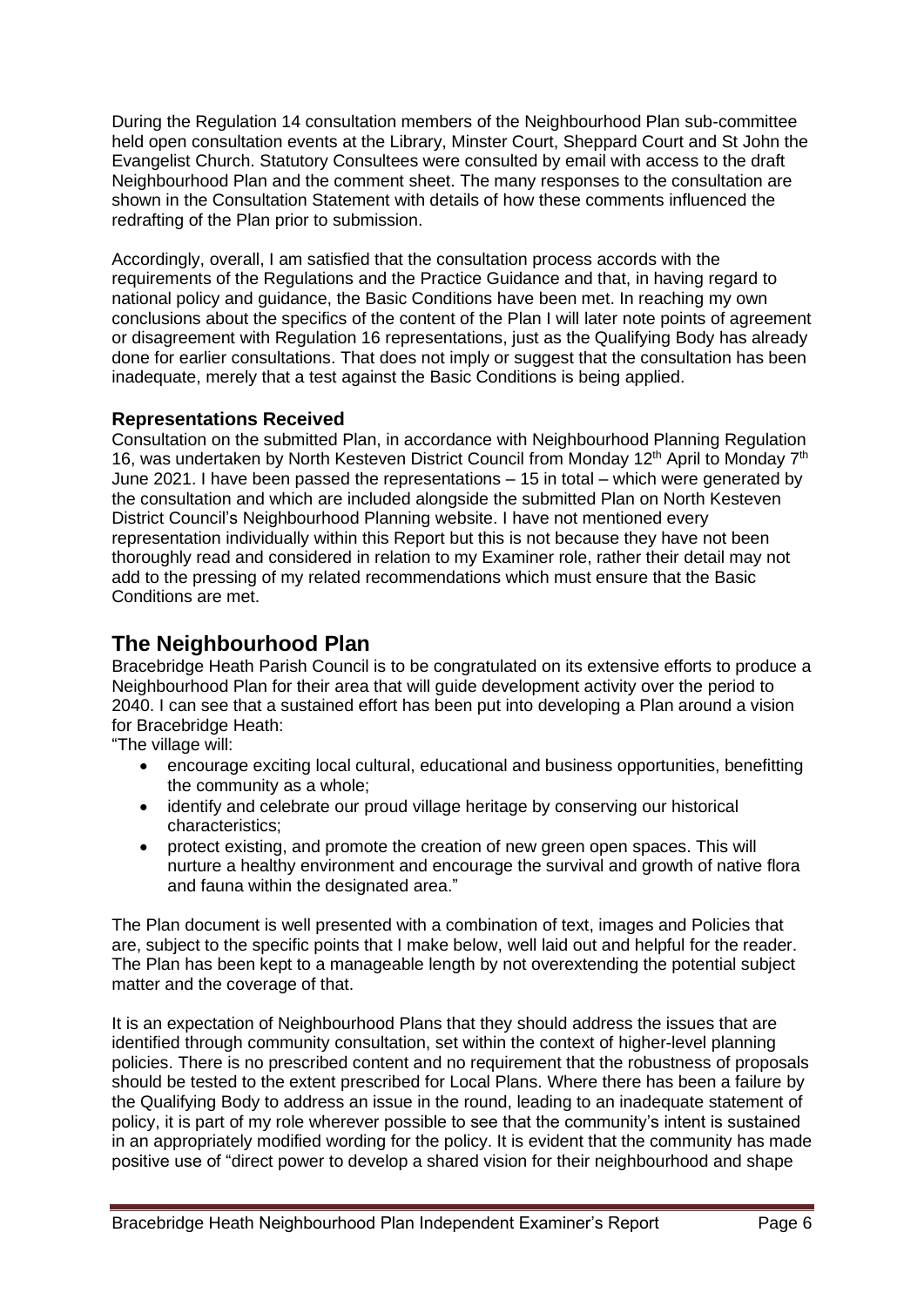During the Regulation 14 consultation members of the Neighbourhood Plan sub-committee held open consultation events at the Library, Minster Court, Sheppard Court and St John the Evangelist Church. Statutory Consultees were consulted by email with access to the draft Neighbourhood Plan and the comment sheet. The many responses to the consultation are shown in the Consultation Statement with details of how these comments influenced the redrafting of the Plan prior to submission.

Accordingly, overall, I am satisfied that the consultation process accords with the requirements of the Regulations and the Practice Guidance and that, in having regard to national policy and guidance, the Basic Conditions have been met. In reaching my own conclusions about the specifics of the content of the Plan I will later note points of agreement or disagreement with Regulation 16 representations, just as the Qualifying Body has already done for earlier consultations. That does not imply or suggest that the consultation has been inadequate, merely that a test against the Basic Conditions is being applied.

### Representations Received

Consultation on the submitted Plan, in accordance with Neighbourhood Planning Regulation 16, was undertaken by North Kesteven District Council from Monday 12th April to Monday 7th June 2021. I have been passed the representations – 15 in total – which were generated by the consultation and which are included alongside the submitted Plan on North Kesteven District Council's Neighbourhood Planning website. I have not mentioned every representation individually within this Report but this is not because they have not been thoroughly read and considered in relation to my Examiner role, rather their detail may not add to the pressing of my related recommendations which must ensure that the Basic Conditions are met.

## The Neighbourhood Plan

Bracebridge Heath Parish Council is to be congratulated on its extensive efforts to produce a Neighbourhood Plan for their area that will guide development activity over the period to 2040. I can see that a sustained effort has been put into developing a Plan around a vision for Bracebridge Heath:

"The village will:

- encourage exciting local cultural, educational and business opportunities, benefitting the community as a whole;
- identify and celebrate our proud village heritage by conserving our historical characteristics;
- protect existing, and promote the creation of new green open spaces. This will nurture a healthy environment and encourage the survival and growth of native flora and fauna within the designated area."

The Plan document is well presented with a combination of text, images and Policies that are, subject to the specific points that I make below, well laid out and helpful for the reader. The Plan has been kept to a manageable length by not overextending the potential subject matter and the coverage of that.

It is an expectation of Neighbourhood Plans that they should address the issues that are identified through community consultation, set within the context of higher-level planning policies. There is no prescribed content and no requirement that the robustness of proposals should be tested to the extent prescribed for Local Plans. Where there has been a failure by the Qualifying Body to address an issue in the round, leading to an inadequate statement of policy, it is part of my role wherever possible to see that the community's intent is sustained in an appropriately modified wording for the policy. It is evident that the community has made positive use of "direct power to develop a shared vision for their neighbourhood and shape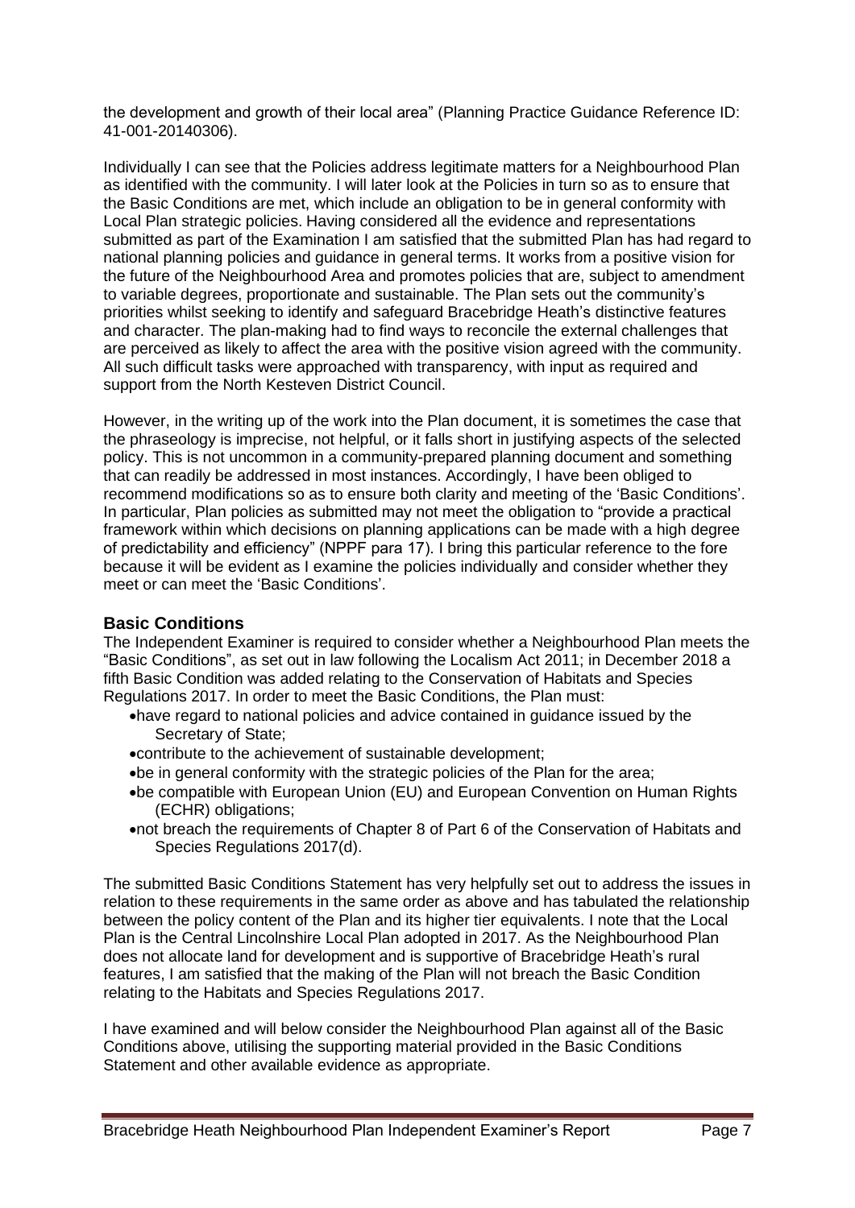the development and growth of their local area" (Planning Practice Guidance Reference ID: 41-001-20140306).

Individually I can see that the Policies address legitimate matters for a Neighbourhood Plan as identified with the community. I will later look at the Policies in turn so as to ensure that the Basic Conditions are met, which include an obligation to be in general conformity with Local Plan strategic policies. Having considered all the evidence and representations submitted as part of the Examination I am satisfied that the submitted Plan has had regard to national planning policies and guidance in general terms. It works from a positive vision for the future of the Neighbourhood Area and promotes policies that are, subject to amendment to variable degrees, proportionate and sustainable. The Plan sets out the community's priorities whilst seeking to identify and safeguard Bracebridge Heath's distinctive features and character. The plan-making had to find ways to reconcile the external challenges that are perceived as likely to affect the area with the positive vision agreed with the community. All such difficult tasks were approached with transparency, with input as required and support from the North Kesteven District Council.

However, in the writing up of the work into the Plan document, it is sometimes the case that the phraseology is imprecise, not helpful, or it falls short in justifying aspects of the selected policy. This is not uncommon in a community-prepared planning document and something that can readily be addressed in most instances. Accordingly, I have been obliged to recommend modifications so as to ensure both clarity and meeting of the 'Basic Conditions'. In particular, Plan policies as submitted may not meet the obligation to "provide a practical framework within which decisions on planning applications can be made with a high degree of predictability and efficiency" (NPPF para 17). I bring this particular reference to the fore because it will be evident as I examine the policies individually and consider whether they meet or can meet the 'Basic Conditions'.

## Basic Conditions

The Independent Examiner is required to consider whether a Neighbourhood Plan meets the "Basic Conditions", as set out in law following the Localism Act 2011; in December 2018 a fifth Basic Condition was added relating to the Conservation of Habitats and Species Regulations 2017. In order to meet the Basic Conditions, the Plan must:

- have regard to national policies and advice contained in guidance issued by the Secretary of State;
- contribute to the achievement of sustainable development;
- be in general conformity with the strategic policies of the Plan for the area;
- be compatible with European Union (EU) and European Convention on Human Rights (ECHR) obligations;
- not breach the requirements of Chapter 8 of Part 6 of the Conservation of Habitats and Species Regulations 2017(d).

The submitted Basic Conditions Statement has very helpfully set out to address the issues in relation to these requirements in the same order as above and has tabulated the relationship between the policy content of the Plan and its higher tier equivalents. I note that the Local Plan is the Central Lincolnshire Local Plan adopted in 2017. As the Neighbourhood Plan does not allocate land for development and is supportive of Bracebridge Heath's rural features, I am satisfied that the making of the Plan will not breach the Basic Condition relating to the Habitats and Species Regulations 2017.

I have examined and will below consider the Neighbourhood Plan against all of the Basic Conditions above, utilising the supporting material provided in the Basic Conditions Statement and other available evidence as appropriate.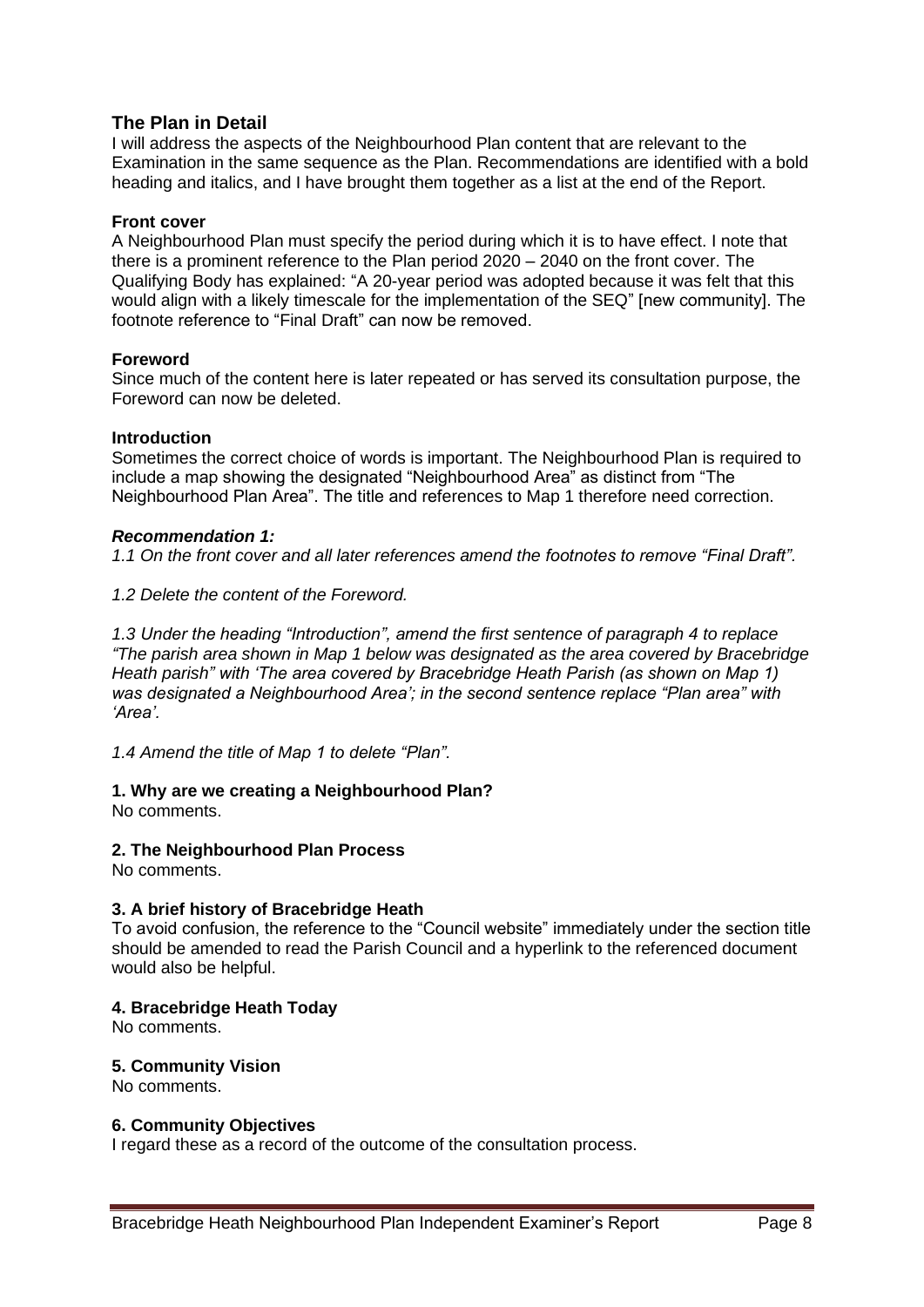## The Plan in Detail

I will address the aspects of the Neighbourhood Plan content that are relevant to the Examination in the same sequence as the Plan. Recommendations are identified with a bold heading and italics, and I have brought them together as a list at the end of the Report.

### Front cover

A Neighbourhood Plan must specify the period during which it is to have effect. I note that there is a prominent reference to the Plan period 2020 – 2040 on the front cover. The Qualifying Body has explained: "A 20-year period was adopted because it was felt that this would align with a likely timescale for the implementation of the SEQ" [new community]. The footnote reference to "Final Draft" can now be removed.

### Foreword

Since much of the content here is later repeated or has served its consultation purpose, the Foreword can now be deleted.

### Introduction

Sometimes the correct choice of words is important. The Neighbourhood Plan is required to include a map showing the designated "Neighbourhood Area" as distinct from "The Neighbourhood Plan Area". The title and references to Map 1 therefore need correction.

***Recommendation 1:***

*1.1 On the front cover and all later references amend the footnotes to remove "Final Draft".*

*1.2 Delete the content of the Foreword.*

*1.3 Under the heading "Introduction", amend the first sentence of paragraph 4 to replace "The parish area shown in Map 1 below was designated as the area covered by Bracebridge Heath parish" with 'The area covered by Bracebridge Heath Parish (as shown on Map 1) was designated a Neighbourhood Area'; in the second sentence replace "Plan area" with 'Area'.*

*1.4 Amend the title of Map 1 to delete "Plan".*

### 1. Why are we creating a Neighbourhood Plan?

No comments.

### 2. The Neighbourhood Plan Process

No comments.

### 3. A brief history of Bracebridge Heath

To avoid confusion, the reference to the "Council website" immediately under the section title should be amended to read the Parish Council and a hyperlink to the referenced document would also be helpful.

### 4. Bracebridge Heath Today

No comments.

### 5. Community Vision

No comments.

### 6. Community Objectives

I regard these as a record of the outcome of the consultation process.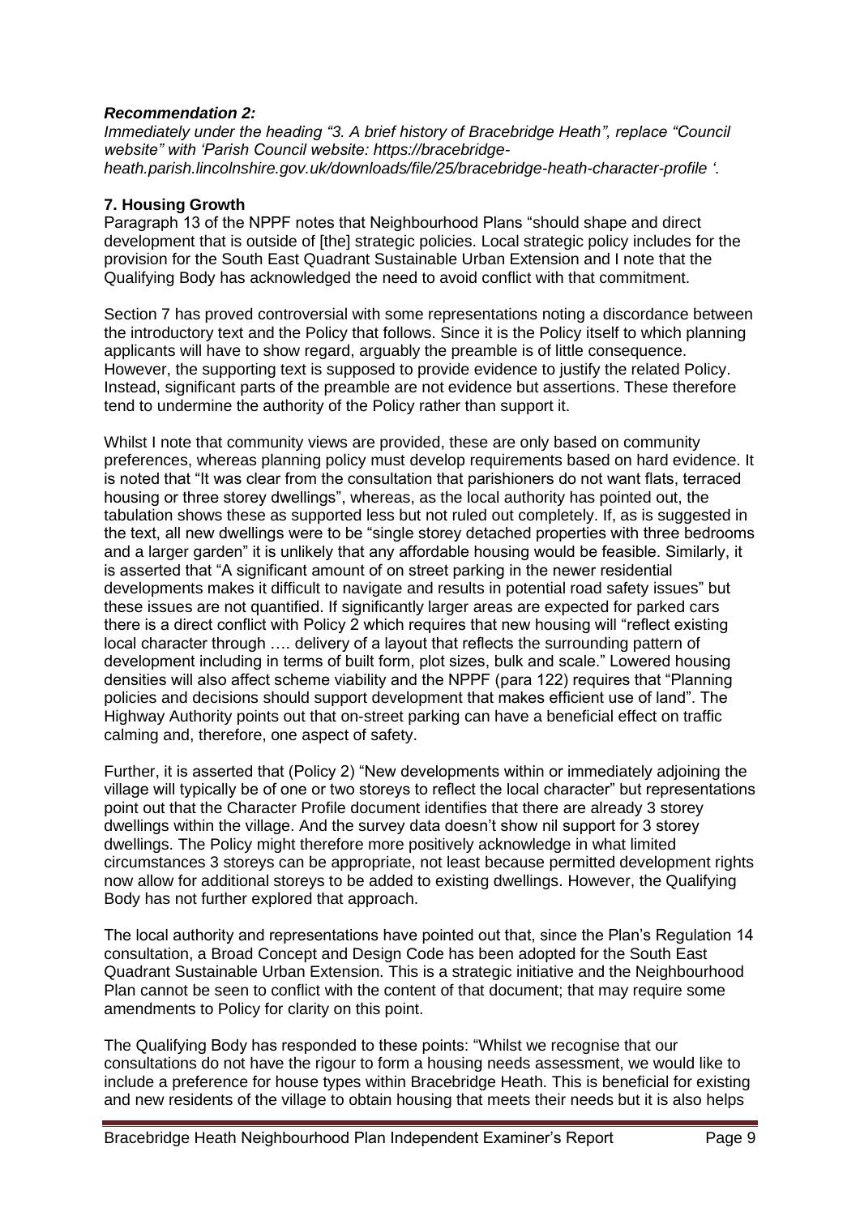***Recommendation 2:***
*Immediately under the heading "3. A brief history of Bracebridge Heath", replace "Council website" with 'Parish Council website: https://bracebridge-heath.parish.lincolnshire.gov.uk/downloads/file/25/bracebridge-heath-character-profile '.*

**7. Housing Growth**

Paragraph 13 of the NPPF notes that Neighbourhood Plans "should shape and direct development that is outside of [the] strategic policies. Local strategic policy includes for the provision for the South East Quadrant Sustainable Urban Extension and I note that the Qualifying Body has acknowledged the need to avoid conflict with that commitment.

Section 7 has proved controversial with some representations noting a discordance between the introductory text and the Policy that follows. Since it is the Policy itself to which planning applicants will have to show regard, arguably the preamble is of little consequence. However, the supporting text is supposed to provide evidence to justify the related Policy. Instead, significant parts of the preamble are not evidence but assertions. These therefore tend to undermine the authority of the Policy rather than support it.

Whilst I note that community views are provided, these are only based on community preferences, whereas planning policy must develop requirements based on hard evidence. It is noted that "It was clear from the consultation that parishioners do not want flats, terraced housing or three storey dwellings", whereas, as the local authority has pointed out, the tabulation shows these as supported less but not ruled out completely. If, as is suggested in the text, all new dwellings were to be "single storey detached properties with three bedrooms and a larger garden" it is unlikely that any affordable housing would be feasible. Similarly, it is asserted that "A significant amount of on street parking in the newer residential developments makes it difficult to navigate and results in potential road safety issues" but these issues are not quantified. If significantly larger areas are expected for parked cars there is a direct conflict with Policy 2 which requires that new housing will "reflect existing local character through …. delivery of a layout that reflects the surrounding pattern of development including in terms of built form, plot sizes, bulk and scale." Lowered housing densities will also affect scheme viability and the NPPF (para 122) requires that "Planning policies and decisions should support development that makes efficient use of land". The Highway Authority points out that on-street parking can have a beneficial effect on traffic calming and, therefore, one aspect of safety.

Further, it is asserted that (Policy 2) "New developments within or immediately adjoining the village will typically be of one or two storeys to reflect the local character" but representations point out that the Character Profile document identifies that there are already 3 storey dwellings within the village. And the survey data doesn't show nil support for 3 storey dwellings. The Policy might therefore more positively acknowledge in what limited circumstances 3 storeys can be appropriate, not least because permitted development rights now allow for additional storeys to be added to existing dwellings. However, the Qualifying Body has not further explored that approach.

The local authority and representations have pointed out that, since the Plan's Regulation 14 consultation, a Broad Concept and Design Code has been adopted for the South East Quadrant Sustainable Urban Extension. This is a strategic initiative and the Neighbourhood Plan cannot be seen to conflict with the content of that document; that may require some amendments to Policy for clarity on this point.

The Qualifying Body has responded to these points: "Whilst we recognise that our consultations do not have the rigour to form a housing needs assessment, we would like to include a preference for house types within Bracebridge Heath. This is beneficial for existing and new residents of the village to obtain housing that meets their needs but it is also helps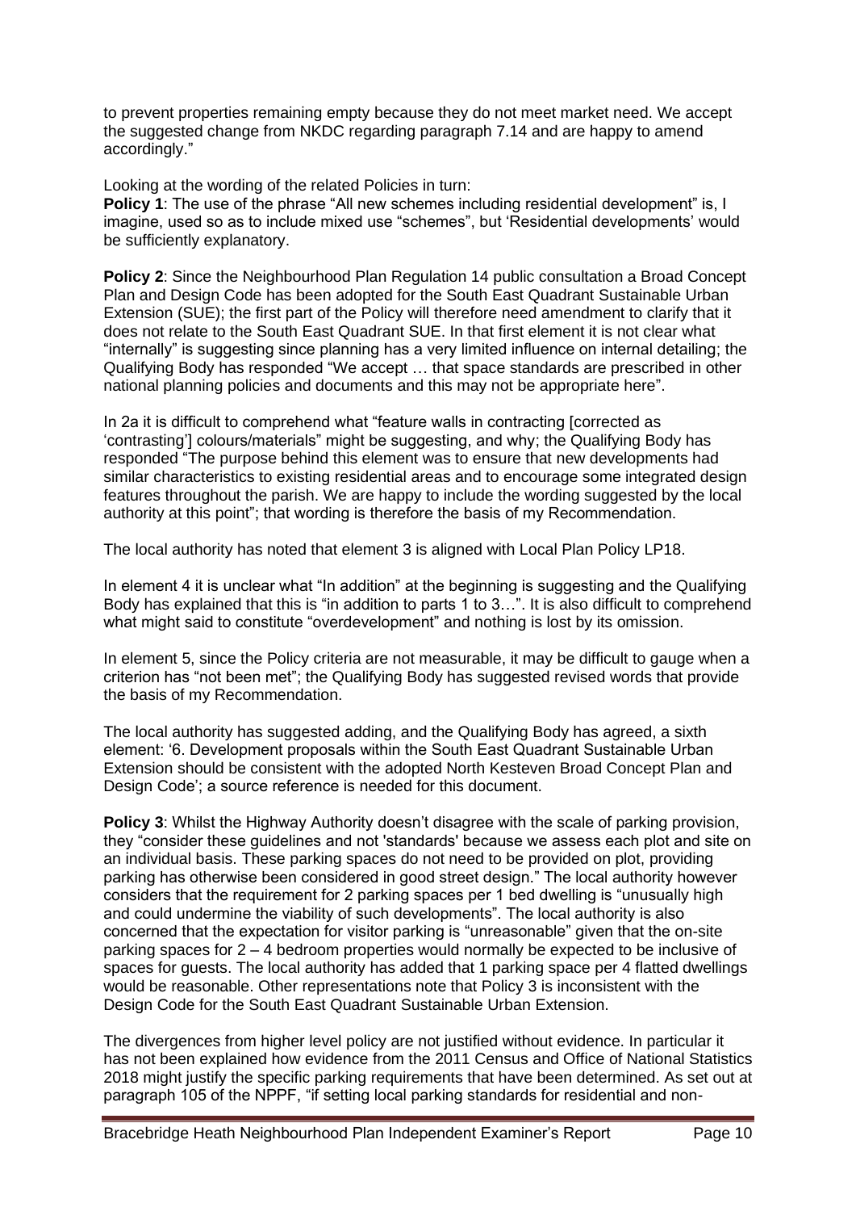to prevent properties remaining empty because they do not meet market need. We accept the suggested change from NKDC regarding paragraph 7.14 and are happy to amend accordingly."

Looking at the wording of the related Policies in turn:

**Policy 1**: The use of the phrase "All new schemes including residential development" is, I imagine, used so as to include mixed use "schemes", but 'Residential developments' would be sufficiently explanatory.

**Policy 2**: Since the Neighbourhood Plan Regulation 14 public consultation a Broad Concept Plan and Design Code has been adopted for the South East Quadrant Sustainable Urban Extension (SUE); the first part of the Policy will therefore need amendment to clarify that it does not relate to the South East Quadrant SUE. In that first element it is not clear what "internally" is suggesting since planning has a very limited influence on internal detailing; the Qualifying Body has responded "We accept … that space standards are prescribed in other national planning policies and documents and this may not be appropriate here".

In 2a it is difficult to comprehend what "feature walls in contracting [corrected as 'contrasting'] colours/materials" might be suggesting, and why; the Qualifying Body has responded "The purpose behind this element was to ensure that new developments had similar characteristics to existing residential areas and to encourage some integrated design features throughout the parish. We are happy to include the wording suggested by the local authority at this point"; that wording is therefore the basis of my Recommendation.

The local authority has noted that element 3 is aligned with Local Plan Policy LP18.

In element 4 it is unclear what "In addition" at the beginning is suggesting and the Qualifying Body has explained that this is "in addition to parts 1 to 3…". It is also difficult to comprehend what might said to constitute "overdevelopment" and nothing is lost by its omission.

In element 5, since the Policy criteria are not measurable, it may be difficult to gauge when a criterion has "not been met"; the Qualifying Body has suggested revised words that provide the basis of my Recommendation.

The local authority has suggested adding, and the Qualifying Body has agreed, a sixth element: '6. Development proposals within the South East Quadrant Sustainable Urban Extension should be consistent with the adopted North Kesteven Broad Concept Plan and Design Code'; a source reference is needed for this document.

**Policy 3**: Whilst the Highway Authority doesn't disagree with the scale of parking provision, they "consider these guidelines and not 'standards' because we assess each plot and site on an individual basis. These parking spaces do not need to be provided on plot, providing parking has otherwise been considered in good street design." The local authority however considers that the requirement for 2 parking spaces per 1 bed dwelling is "unusually high and could undermine the viability of such developments". The local authority is also concerned that the expectation for visitor parking is "unreasonable" given that the on-site parking spaces for 2 – 4 bedroom properties would normally be expected to be inclusive of spaces for guests. The local authority has added that 1 parking space per 4 flatted dwellings would be reasonable. Other representations note that Policy 3 is inconsistent with the Design Code for the South East Quadrant Sustainable Urban Extension.

The divergences from higher level policy are not justified without evidence. In particular it has not been explained how evidence from the 2011 Census and Office of National Statistics 2018 might justify the specific parking requirements that have been determined. As set out at paragraph 105 of the NPPF, "if setting local parking standards for residential and non-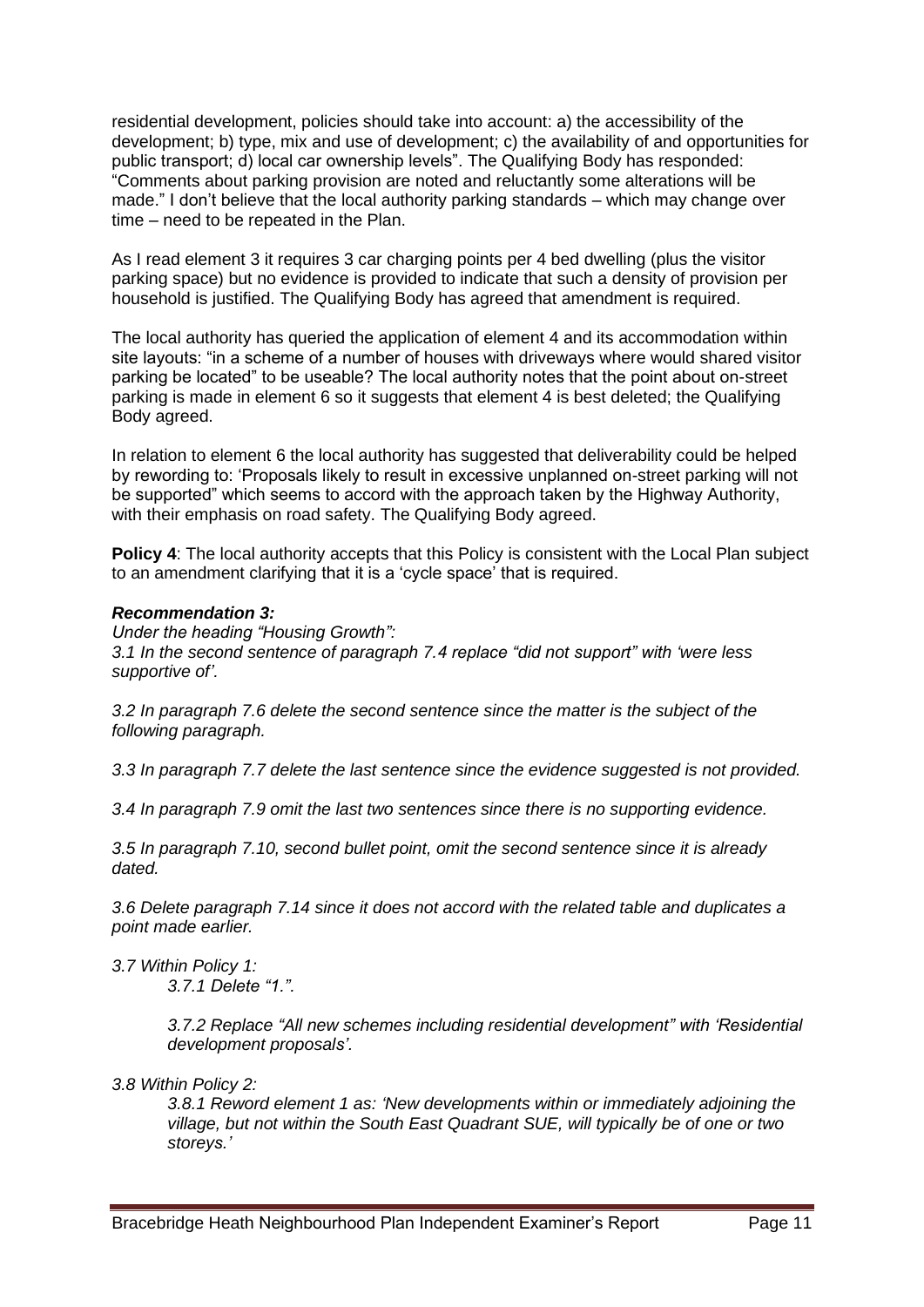residential development, policies should take into account: a) the accessibility of the development; b) type, mix and use of development; c) the availability of and opportunities for public transport; d) local car ownership levels". The Qualifying Body has responded: "Comments about parking provision are noted and reluctantly some alterations will be made." I don't believe that the local authority parking standards – which may change over time – need to be repeated in the Plan.

As I read element 3 it requires 3 car charging points per 4 bed dwelling (plus the visitor parking space) but no evidence is provided to indicate that such a density of provision per household is justified. The Qualifying Body has agreed that amendment is required.

The local authority has queried the application of element 4 and its accommodation within site layouts: "in a scheme of a number of houses with driveways where would shared visitor parking be located" to be useable? The local authority notes that the point about on-street parking is made in element 6 so it suggests that element 4 is best deleted; the Qualifying Body agreed.

In relation to element 6 the local authority has suggested that deliverability could be helped by rewording to: 'Proposals likely to result in excessive unplanned on-street parking will not be supported" which seems to accord with the approach taken by the Highway Authority, with their emphasis on road safety. The Qualifying Body agreed.

**Policy 4**: The local authority accepts that this Policy is consistent with the Local Plan subject to an amendment clarifying that it is a 'cycle space' that is required.

***Recommendation 3:***

*Under the heading "Housing Growth":*

*3.1 In the second sentence of paragraph 7.4 replace "did not support" with 'were less supportive of'.*

*3.2 In paragraph 7.6 delete the second sentence since the matter is the subject of the following paragraph.*

*3.3 In paragraph 7.7 delete the last sentence since the evidence suggested is not provided.*

*3.4 In paragraph 7.9 omit the last two sentences since there is no supporting evidence.*

*3.5 In paragraph 7.10, second bullet point, omit the second sentence since it is already dated.*

*3.6 Delete paragraph 7.14 since it does not accord with the related table and duplicates a point made earlier.*

*3.7 Within Policy 1:*

> *3.7.1 Delete "1.".*
>
> *3.7.2 Replace "All new schemes including residential development" with 'Residential development proposals'.*

*3.8 Within Policy 2:*

> *3.8.1 Reword element 1 as: 'New developments within or immediately adjoining the village, but not within the South East Quadrant SUE, will typically be of one or two storeys.'*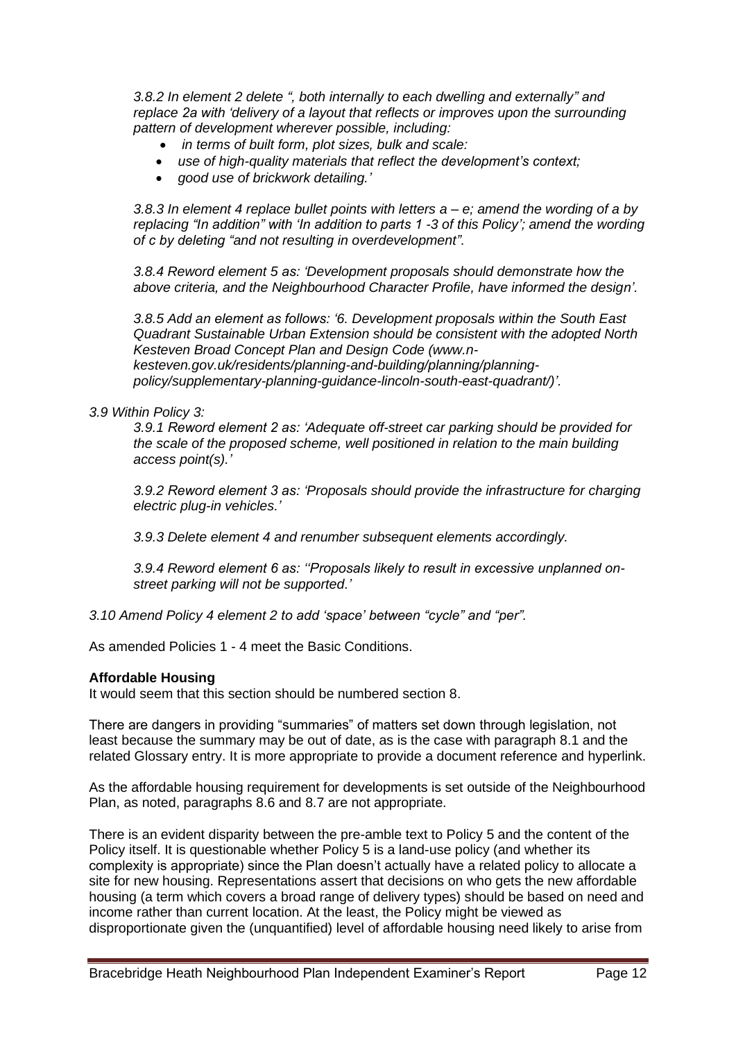*3.8.2 In element 2 delete ", both internally to each dwelling and externally" and replace 2a with 'delivery of a layout that reflects or improves upon the surrounding pattern of development wherever possible, including:*

- *in terms of built form, plot sizes, bulk and scale:*
- *use of high-quality materials that reflect the development's context;*
- *good use of brickwork detailing.'*

*3.8.3 In element 4 replace bullet points with letters a – e; amend the wording of a by replacing "In addition" with 'In addition to parts 1 -3 of this Policy'; amend the wording of c by deleting "and not resulting in overdevelopment".*

*3.8.4 Reword element 5 as: 'Development proposals should demonstrate how the above criteria, and the Neighbourhood Character Profile, have informed the design'.*

*3.8.5 Add an element as follows: '6. Development proposals within the South East Quadrant Sustainable Urban Extension should be consistent with the adopted North Kesteven Broad Concept Plan and Design Code (www.n-kesteven.gov.uk/residents/planning-and-building/planning/planning-policy/supplementary-planning-guidance-lincoln-south-east-quadrant/)'.*

*3.9 Within Policy 3:*

*3.9.1 Reword element 2 as: 'Adequate off-street car parking should be provided for the scale of the proposed scheme, well positioned in relation to the main building access point(s).'*

*3.9.2 Reword element 3 as: 'Proposals should provide the infrastructure for charging electric plug-in vehicles.'*

*3.9.3 Delete element 4 and renumber subsequent elements accordingly.*

*3.9.4 Reword element 6 as: ''Proposals likely to result in excessive unplanned on-street parking will not be supported.'*

*3.10 Amend Policy 4 element 2 to add 'space' between "cycle" and "per".*

As amended Policies 1 - 4 meet the Basic Conditions.

**Affordable Housing**

It would seem that this section should be numbered section 8.

There are dangers in providing "summaries" of matters set down through legislation, not least because the summary may be out of date, as is the case with paragraph 8.1 and the related Glossary entry. It is more appropriate to provide a document reference and hyperlink.

As the affordable housing requirement for developments is set outside of the Neighbourhood Plan, as noted, paragraphs 8.6 and 8.7 are not appropriate.

There is an evident disparity between the pre-amble text to Policy 5 and the content of the Policy itself. It is questionable whether Policy 5 is a land-use policy (and whether its complexity is appropriate) since the Plan doesn't actually have a related policy to allocate a site for new housing. Representations assert that decisions on who gets the new affordable housing (a term which covers a broad range of delivery types) should be based on need and income rather than current location. At the least, the Policy might be viewed as disproportionate given the (unquantified) level of affordable housing need likely to arise from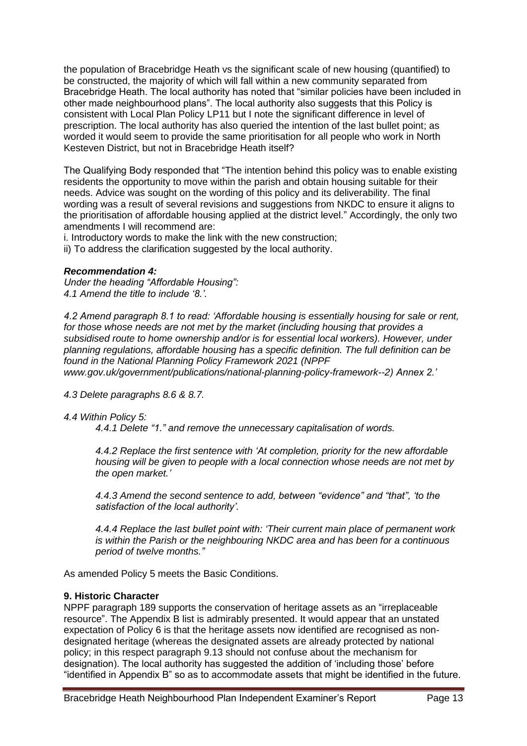the population of Bracebridge Heath vs the significant scale of new housing (quantified) to be constructed, the majority of which will fall within a new community separated from Bracebridge Heath. The local authority has noted that "similar policies have been included in other made neighbourhood plans". The local authority also suggests that this Policy is consistent with Local Plan Policy LP11 but I note the significant difference in level of prescription. The local authority has also queried the intention of the last bullet point; as worded it would seem to provide the same prioritisation for all people who work in North Kesteven District, but not in Bracebridge Heath itself?

The Qualifying Body responded that "The intention behind this policy was to enable existing residents the opportunity to move within the parish and obtain housing suitable for their needs. Advice was sought on the wording of this policy and its deliverability. The final wording was a result of several revisions and suggestions from NKDC to ensure it aligns to the prioritisation of affordable housing applied at the district level." Accordingly, the only two amendments I will recommend are:

i. Introductory words to make the link with the new construction;
ii) To address the clarification suggested by the local authority.

***Recommendation 4:***

*Under the heading "Affordable Housing":*
*4.1 Amend the title to include '8.'.*

*4.2 Amend paragraph 8.1 to read: 'Affordable housing is essentially housing for sale or rent, for those whose needs are not met by the market (including housing that provides a subsidised route to home ownership and/or is for essential local workers). However, under planning regulations, affordable housing has a specific definition. The full definition can be found in the National Planning Policy Framework 2021 (NPPF www.gov.uk/government/publications/national-planning-policy-framework--2) Annex 2.'*

*4.3 Delete paragraphs 8.6 & 8.7.*

*4.4 Within Policy 5:*

> *4.4.1 Delete "1." and remove the unnecessary capitalisation of words.*
>
> *4.4.2 Replace the first sentence with 'At completion, priority for the new affordable housing will be given to people with a local connection whose needs are not met by the open market.'*
>
> *4.4.3 Amend the second sentence to add, between "evidence" and "that", 'to the satisfaction of the local authority'.*
>
> *4.4.4 Replace the last bullet point with: 'Their current main place of permanent work is within the Parish or the neighbouring NKDC area and has been for a continuous period of twelve months."*

As amended Policy 5 meets the Basic Conditions.

**9. Historic Character**

NPPF paragraph 189 supports the conservation of heritage assets as an "irreplaceable resource". The Appendix B list is admirably presented. It would appear that an unstated expectation of Policy 6 is that the heritage assets now identified are recognised as non-designated heritage (whereas the designated assets are already protected by national policy; in this respect paragraph 9.13 should not confuse about the mechanism for designation). The local authority has suggested the addition of 'including those' before "identified in Appendix B" so as to accommodate assets that might be identified in the future.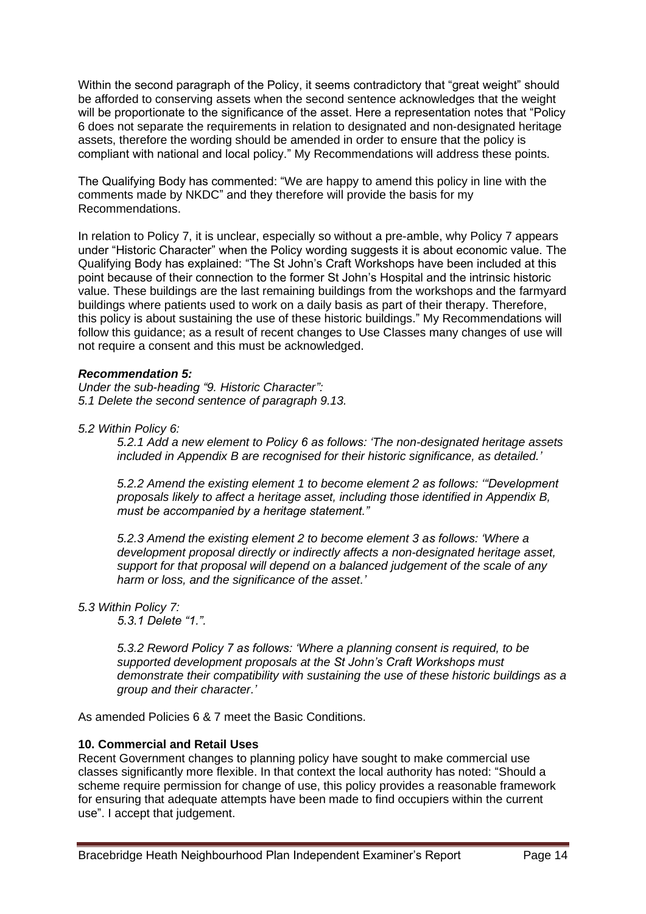Within the second paragraph of the Policy, it seems contradictory that "great weight" should be afforded to conserving assets when the second sentence acknowledges that the weight will be proportionate to the significance of the asset. Here a representation notes that "Policy 6 does not separate the requirements in relation to designated and non-designated heritage assets, therefore the wording should be amended in order to ensure that the policy is compliant with national and local policy." My Recommendations will address these points.

The Qualifying Body has commented: "We are happy to amend this policy in line with the comments made by NKDC" and they therefore will provide the basis for my Recommendations.

In relation to Policy 7, it is unclear, especially so without a pre-amble, why Policy 7 appears under "Historic Character" when the Policy wording suggests it is about economic value. The Qualifying Body has explained: "The St John's Craft Workshops have been included at this point because of their connection to the former St John's Hospital and the intrinsic historic value. These buildings are the last remaining buildings from the workshops and the farmyard buildings where patients used to work on a daily basis as part of their therapy. Therefore, this policy is about sustaining the use of these historic buildings." My Recommendations will follow this guidance; as a result of recent changes to Use Classes many changes of use will not require a consent and this must be acknowledged.

***Recommendation 5:***
*Under the sub-heading "9. Historic Character":*
*5.1 Delete the second sentence of paragraph 9.13.*

*5.2 Within Policy 6:*

> *5.2.1 Add a new element to Policy 6 as follows: 'The non-designated heritage assets included in Appendix B are recognised for their historic significance, as detailed.'*
>
> *5.2.2 Amend the existing element 1 to become element 2 as follows: '"Development proposals likely to affect a heritage asset, including those identified in Appendix B, must be accompanied by a heritage statement."*
>
> *5.2.3 Amend the existing element 2 to become element 3 as follows: 'Where a development proposal directly or indirectly affects a non-designated heritage asset, support for that proposal will depend on a balanced judgement of the scale of any harm or loss, and the significance of the asset.'*

*5.3 Within Policy 7:*

> *5.3.1 Delete "1.".*
>
> *5.3.2 Reword Policy 7 as follows: 'Where a planning consent is required, to be supported development proposals at the St John's Craft Workshops must demonstrate their compatibility with sustaining the use of these historic buildings as a group and their character.'*

As amended Policies 6 & 7 meet the Basic Conditions.

**10. Commercial and Retail Uses**

Recent Government changes to planning policy have sought to make commercial use classes significantly more flexible. In that context the local authority has noted: "Should a scheme require permission for change of use, this policy provides a reasonable framework for ensuring that adequate attempts have been made to find occupiers within the current use". I accept that judgement.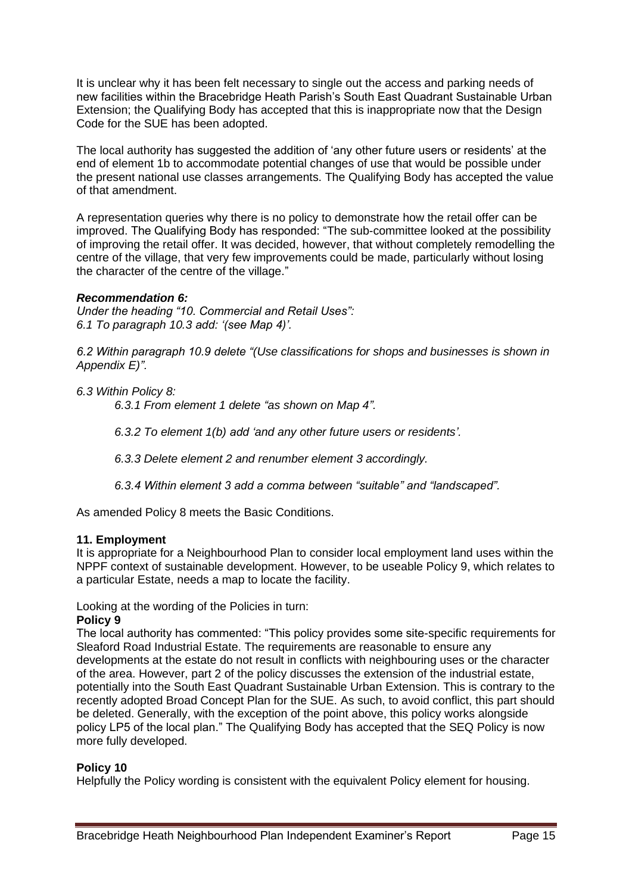It is unclear why it has been felt necessary to single out the access and parking needs of new facilities within the Bracebridge Heath Parish's South East Quadrant Sustainable Urban Extension; the Qualifying Body has accepted that this is inappropriate now that the Design Code for the SUE has been adopted.

The local authority has suggested the addition of 'any other future users or residents' at the end of element 1b to accommodate potential changes of use that would be possible under the present national use classes arrangements. The Qualifying Body has accepted the value of that amendment.

A representation queries why there is no policy to demonstrate how the retail offer can be improved. The Qualifying Body has responded: "The sub-committee looked at the possibility of improving the retail offer. It was decided, however, that without completely remodelling the centre of the village, that very few improvements could be made, particularly without losing the character of the centre of the village."

***Recommendation 6:***

*Under the heading "10. Commercial and Retail Uses":*
*6.1 To paragraph 10.3 add: '(see Map 4)'.*

*6.2 Within paragraph 10.9 delete "(Use classifications for shops and businesses is shown in Appendix E)".*

*6.3 Within Policy 8:*

*6.3.1 From element 1 delete "as shown on Map 4".*

*6.3.2 To element 1(b) add 'and any other future users or residents'.*

*6.3.3 Delete element 2 and renumber element 3 accordingly.*

*6.3.4 Within element 3 add a comma between "suitable" and "landscaped".*

As amended Policy 8 meets the Basic Conditions.

**11. Employment**

It is appropriate for a Neighbourhood Plan to consider local employment land uses within the NPPF context of sustainable development. However, to be useable Policy 9, which relates to a particular Estate, needs a map to locate the facility.

Looking at the wording of the Policies in turn:

**Policy 9**

The local authority has commented: "This policy provides some site-specific requirements for Sleaford Road Industrial Estate. The requirements are reasonable to ensure any developments at the estate do not result in conflicts with neighbouring uses or the character of the area. However, part 2 of the policy discusses the extension of the industrial estate, potentially into the South East Quadrant Sustainable Urban Extension. This is contrary to the recently adopted Broad Concept Plan for the SUE. As such, to avoid conflict, this part should be deleted. Generally, with the exception of the point above, this policy works alongside policy LP5 of the local plan." The Qualifying Body has accepted that the SEQ Policy is now more fully developed.

**Policy 10**

Helpfully the Policy wording is consistent with the equivalent Policy element for housing.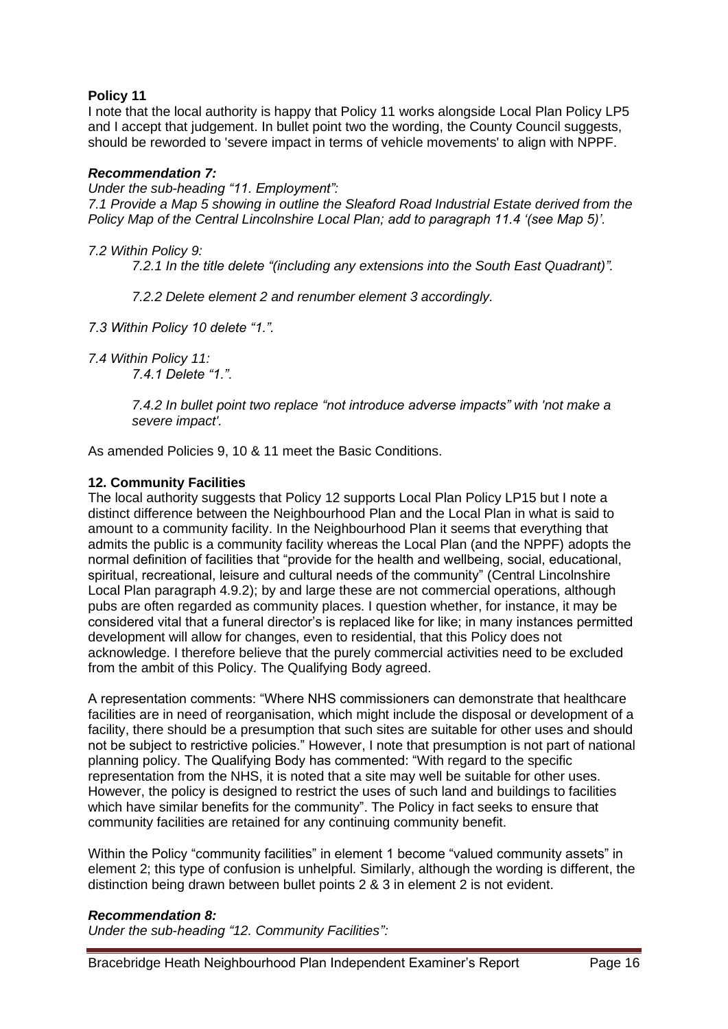**Policy 11**

I note that the local authority is happy that Policy 11 works alongside Local Plan Policy LP5 and I accept that judgement. In bullet point two the wording, the County Council suggests, should be reworded to 'severe impact in terms of vehicle movements' to align with NPPF.

***Recommendation 7:***

*Under the sub-heading "11. Employment":*

*7.1 Provide a Map 5 showing in outline the Sleaford Road Industrial Estate derived from the Policy Map of the Central Lincolnshire Local Plan; add to paragraph 11.4 '(see Map 5)'.*

*7.2 Within Policy 9:*

> *7.2.1 In the title delete "(including any extensions into the South East Quadrant)".*
>
> *7.2.2 Delete element 2 and renumber element 3 accordingly.*

*7.3 Within Policy 10 delete "1.".*

*7.4 Within Policy 11:*

> *7.4.1 Delete "1.".*
>
> *7.4.2 In bullet point two replace "not introduce adverse impacts" with 'not make a severe impact'.*

As amended Policies 9, 10 & 11 meet the Basic Conditions.

**12. Community Facilities**

The local authority suggests that Policy 12 supports Local Plan Policy LP15 but I note a distinct difference between the Neighbourhood Plan and the Local Plan in what is said to amount to a community facility. In the Neighbourhood Plan it seems that everything that admits the public is a community facility whereas the Local Plan (and the NPPF) adopts the normal definition of facilities that "provide for the health and wellbeing, social, educational, spiritual, recreational, leisure and cultural needs of the community" (Central Lincolnshire Local Plan paragraph 4.9.2); by and large these are not commercial operations, although pubs are often regarded as community places. I question whether, for instance, it may be considered vital that a funeral director's is replaced like for like; in many instances permitted development will allow for changes, even to residential, that this Policy does not acknowledge. I therefore believe that the purely commercial activities need to be excluded from the ambit of this Policy. The Qualifying Body agreed.

A representation comments: "Where NHS commissioners can demonstrate that healthcare facilities are in need of reorganisation, which might include the disposal or development of a facility, there should be a presumption that such sites are suitable for other uses and should not be subject to restrictive policies." However, I note that presumption is not part of national planning policy. The Qualifying Body has commented: "With regard to the specific representation from the NHS, it is noted that a site may well be suitable for other uses. However, the policy is designed to restrict the uses of such land and buildings to facilities which have similar benefits for the community". The Policy in fact seeks to ensure that community facilities are retained for any continuing community benefit.

Within the Policy "community facilities" in element 1 become "valued community assets" in element 2; this type of confusion is unhelpful. Similarly, although the wording is different, the distinction being drawn between bullet points 2 & 3 in element 2 is not evident.

***Recommendation 8:***

*Under the sub-heading "12. Community Facilities":*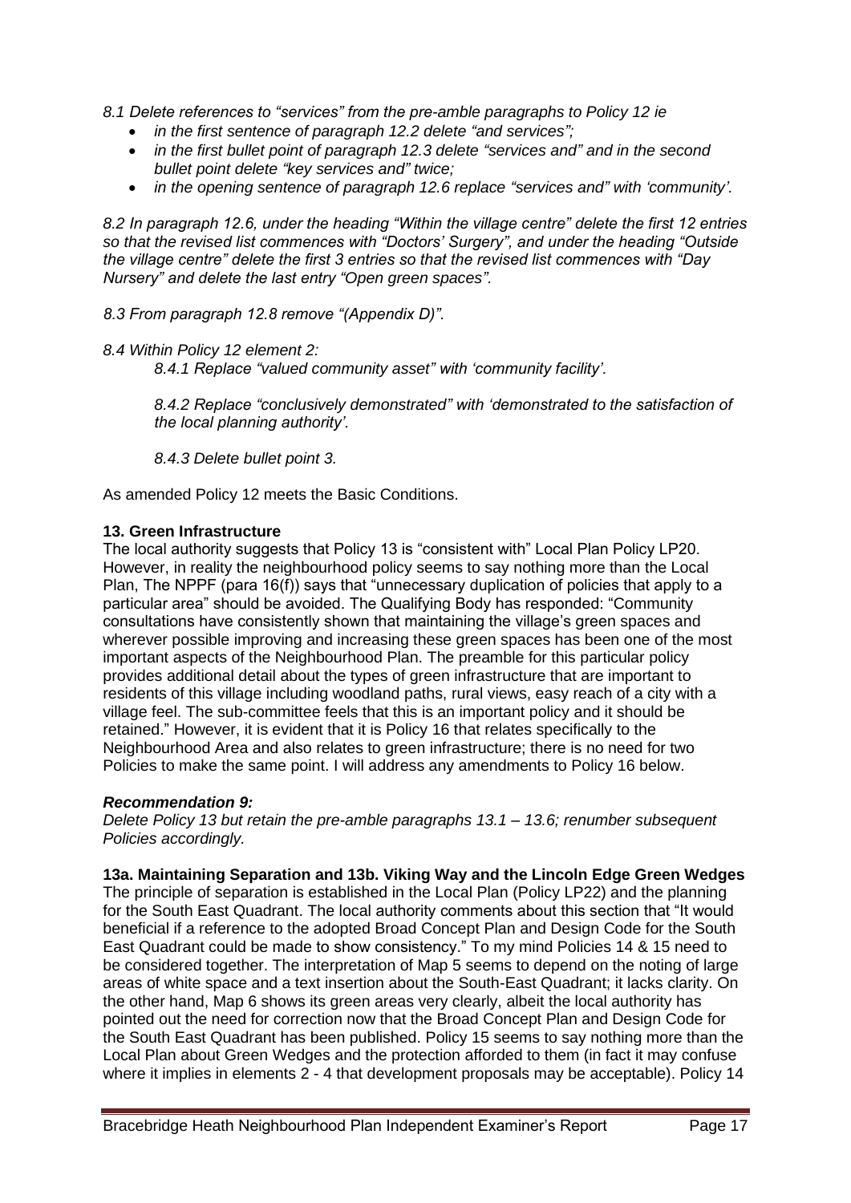*8.1 Delete references to "services" from the pre-amble paragraphs to Policy 12 ie*

- *in the first sentence of paragraph 12.2 delete "and services";*
- *in the first bullet point of paragraph 12.3 delete "services and" and in the second bullet point delete "key services and" twice;*
- *in the opening sentence of paragraph 12.6 replace "services and" with 'community'.*

*8.2 In paragraph 12.6, under the heading "Within the village centre" delete the first 12 entries so that the revised list commences with "Doctors' Surgery", and under the heading "Outside the village centre" delete the first 3 entries so that the revised list commences with "Day Nursery" and delete the last entry "Open green spaces".*

*8.3 From paragraph 12.8 remove "(Appendix D)".*

*8.4 Within Policy 12 element 2:*

*8.4.1 Replace "valued community asset" with 'community facility'.*

*8.4.2 Replace "conclusively demonstrated" with 'demonstrated to the satisfaction of the local planning authority'.*

*8.4.3 Delete bullet point 3.*

As amended Policy 12 meets the Basic Conditions.

**13. Green Infrastructure**

The local authority suggests that Policy 13 is "consistent with" Local Plan Policy LP20. However, in reality the neighbourhood policy seems to say nothing more than the Local Plan, The NPPF (para 16(f)) says that "unnecessary duplication of policies that apply to a particular area" should be avoided. The Qualifying Body has responded: "Community consultations have consistently shown that maintaining the village's green spaces and wherever possible improving and increasing these green spaces has been one of the most important aspects of the Neighbourhood Plan. The preamble for this particular policy provides additional detail about the types of green infrastructure that are important to residents of this village including woodland paths, rural views, easy reach of a city with a village feel. The sub-committee feels that this is an important policy and it should be retained." However, it is evident that it is Policy 16 that relates specifically to the Neighbourhood Area and also relates to green infrastructure; there is no need for two Policies to make the same point. I will address any amendments to Policy 16 below.

***Recommendation 9:***

*Delete Policy 13 but retain the pre-amble paragraphs 13.1 – 13.6; renumber subsequent Policies accordingly.*

**13a. Maintaining Separation and 13b. Viking Way and the Lincoln Edge Green Wedges**

The principle of separation is established in the Local Plan (Policy LP22) and the planning for the South East Quadrant. The local authority comments about this section that "It would beneficial if a reference to the adopted Broad Concept Plan and Design Code for the South East Quadrant could be made to show consistency." To my mind Policies 14 & 15 need to be considered together. The interpretation of Map 5 seems to depend on the noting of large areas of white space and a text insertion about the South-East Quadrant; it lacks clarity. On the other hand, Map 6 shows its green areas very clearly, albeit the local authority has pointed out the need for correction now that the Broad Concept Plan and Design Code for the South East Quadrant has been published. Policy 15 seems to say nothing more than the Local Plan about Green Wedges and the protection afforded to them (in fact it may confuse where it implies in elements 2 - 4 that development proposals may be acceptable). Policy 14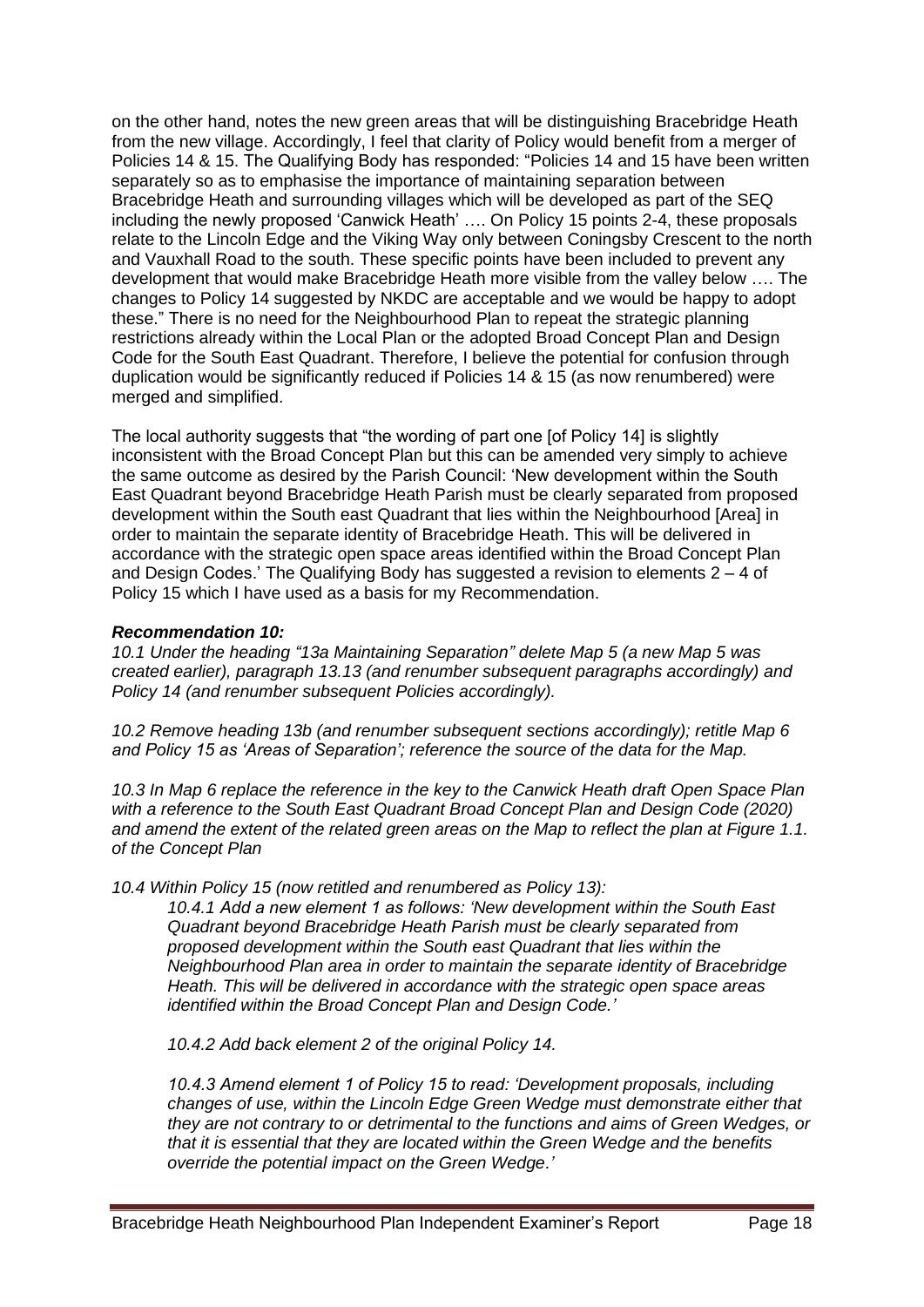on the other hand, notes the new green areas that will be distinguishing Bracebridge Heath from the new village. Accordingly, I feel that clarity of Policy would benefit from a merger of Policies 14 & 15. The Qualifying Body has responded: "Policies 14 and 15 have been written separately so as to emphasise the importance of maintaining separation between Bracebridge Heath and surrounding villages which will be developed as part of the SEQ including the newly proposed 'Canwick Heath' …. On Policy 15 points 2-4, these proposals relate to the Lincoln Edge and the Viking Way only between Coningsby Crescent to the north and Vauxhall Road to the south. These specific points have been included to prevent any development that would make Bracebridge Heath more visible from the valley below …. The changes to Policy 14 suggested by NKDC are acceptable and we would be happy to adopt these." There is no need for the Neighbourhood Plan to repeat the strategic planning restrictions already within the Local Plan or the adopted Broad Concept Plan and Design Code for the South East Quadrant. Therefore, I believe the potential for confusion through duplication would be significantly reduced if Policies 14 & 15 (as now renumbered) were merged and simplified.

The local authority suggests that "the wording of part one [of Policy 14] is slightly inconsistent with the Broad Concept Plan but this can be amended very simply to achieve the same outcome as desired by the Parish Council: 'New development within the South East Quadrant beyond Bracebridge Heath Parish must be clearly separated from proposed development within the South east Quadrant that lies within the Neighbourhood [Area] in order to maintain the separate identity of Bracebridge Heath. This will be delivered in accordance with the strategic open space areas identified within the Broad Concept Plan and Design Codes.' The Qualifying Body has suggested a revision to elements 2 – 4 of Policy 15 which I have used as a basis for my Recommendation.

***Recommendation 10:***

*10.1 Under the heading "13a Maintaining Separation" delete Map 5 (a new Map 5 was created earlier), paragraph 13.13 (and renumber subsequent paragraphs accordingly) and Policy 14 (and renumber subsequent Policies accordingly).*

*10.2 Remove heading 13b (and renumber subsequent sections accordingly); retitle Map 6 and Policy 15 as 'Areas of Separation'; reference the source of the data for the Map.*

*10.3 In Map 6 replace the reference in the key to the Canwick Heath draft Open Space Plan with a reference to the South East Quadrant Broad Concept Plan and Design Code (2020) and amend the extent of the related green areas on the Map to reflect the plan at Figure 1.1. of the Concept Plan*

*10.4 Within Policy 15 (now retitled and renumbered as Policy 13):*

> *10.4.1 Add a new element 1 as follows: 'New development within the South East Quadrant beyond Bracebridge Heath Parish must be clearly separated from proposed development within the South east Quadrant that lies within the Neighbourhood Plan area in order to maintain the separate identity of Bracebridge Heath. This will be delivered in accordance with the strategic open space areas identified within the Broad Concept Plan and Design Code.'*
>
> *10.4.2 Add back element 2 of the original Policy 14.*
>
> *10.4.3 Amend element 1 of Policy 15 to read: 'Development proposals, including changes of use, within the Lincoln Edge Green Wedge must demonstrate either that they are not contrary to or detrimental to the functions and aims of Green Wedges, or that it is essential that they are located within the Green Wedge and the benefits override the potential impact on the Green Wedge.'*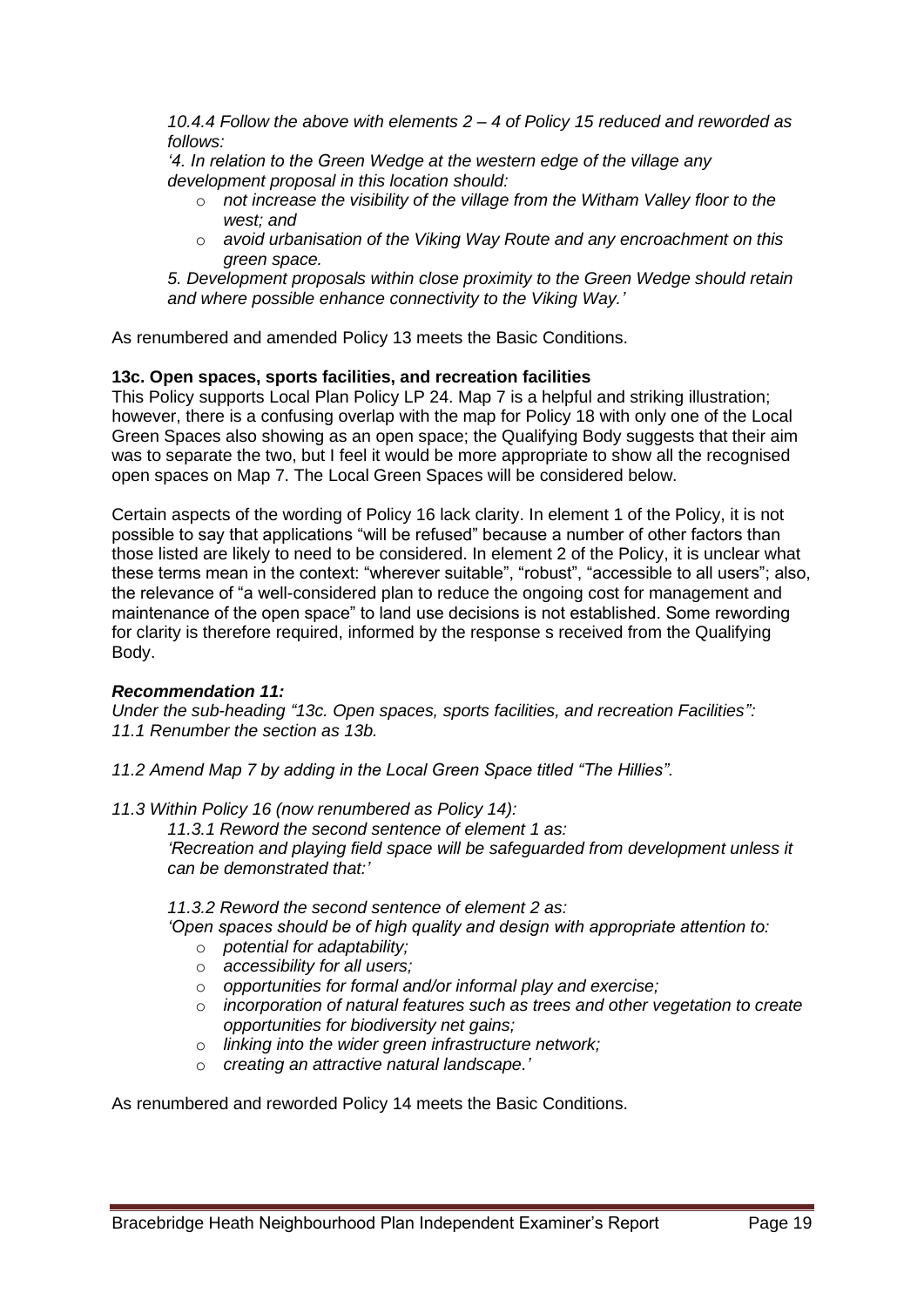*10.4.4 Follow the above with elements 2 – 4 of Policy 15 reduced and reworded as follows:*

*'4. In relation to the Green Wedge at the western edge of the village any development proposal in this location should:*

- *not increase the visibility of the village from the Witham Valley floor to the west; and*
- *avoid urbanisation of the Viking Way Route and any encroachment on this green space.*

*5. Development proposals within close proximity to the Green Wedge should retain and where possible enhance connectivity to the Viking Way.'*

As renumbered and amended Policy 13 meets the Basic Conditions.

**13c. Open spaces, sports facilities, and recreation facilities**

This Policy supports Local Plan Policy LP 24. Map 7 is a helpful and striking illustration; however, there is a confusing overlap with the map for Policy 18 with only one of the Local Green Spaces also showing as an open space; the Qualifying Body suggests that their aim was to separate the two, but I feel it would be more appropriate to show all the recognised open spaces on Map 7. The Local Green Spaces will be considered below.

Certain aspects of the wording of Policy 16 lack clarity. In element 1 of the Policy, it is not possible to say that applications "will be refused" because a number of other factors than those listed are likely to need to be considered. In element 2 of the Policy, it is unclear what these terms mean in the context: "wherever suitable", "robust", "accessible to all users"; also, the relevance of "a well-considered plan to reduce the ongoing cost for management and maintenance of the open space" to land use decisions is not established. Some rewording for clarity is therefore required, informed by the response s received from the Qualifying Body.

***Recommendation 11:***

*Under the sub-heading "13c. Open spaces, sports facilities, and recreation Facilities":*
*11.1 Renumber the section as 13b.*

*11.2 Amend Map 7 by adding in the Local Green Space titled "The Hillies".*

*11.3 Within Policy 16 (now renumbered as Policy 14):*

*11.3.1 Reword the second sentence of element 1 as:*
*'Recreation and playing field space will be safeguarded from development unless it can be demonstrated that:'*

*11.3.2 Reword the second sentence of element 2 as:*
*'Open spaces should be of high quality and design with appropriate attention to:*

- *potential for adaptability;*
- *accessibility for all users;*
- *opportunities for formal and/or informal play and exercise;*
- *incorporation of natural features such as trees and other vegetation to create opportunities for biodiversity net gains;*
- *linking into the wider green infrastructure network;*
- *creating an attractive natural landscape.'*

As renumbered and reworded Policy 14 meets the Basic Conditions.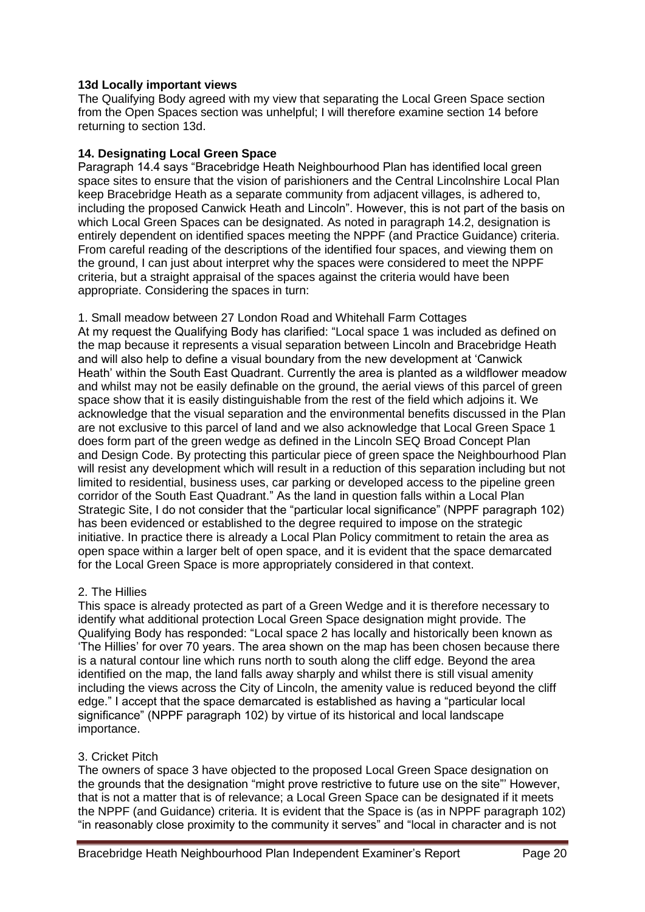**13d Locally important views**

The Qualifying Body agreed with my view that separating the Local Green Space section from the Open Spaces section was unhelpful; I will therefore examine section 14 before returning to section 13d.

**14. Designating Local Green Space**

Paragraph 14.4 says "Bracebridge Heath Neighbourhood Plan has identified local green space sites to ensure that the vision of parishioners and the Central Lincolnshire Local Plan keep Bracebridge Heath as a separate community from adjacent villages, is adhered to, including the proposed Canwick Heath and Lincoln". However, this is not part of the basis on which Local Green Spaces can be designated. As noted in paragraph 14.2, designation is entirely dependent on identified spaces meeting the NPPF (and Practice Guidance) criteria. From careful reading of the descriptions of the identified four spaces, and viewing them on the ground, I can just about interpret why the spaces were considered to meet the NPPF criteria, but a straight appraisal of the spaces against the criteria would have been appropriate. Considering the spaces in turn:

1. Small meadow between 27 London Road and Whitehall Farm Cottages

At my request the Qualifying Body has clarified: "Local space 1 was included as defined on the map because it represents a visual separation between Lincoln and Bracebridge Heath and will also help to define a visual boundary from the new development at 'Canwick Heath' within the South East Quadrant. Currently the area is planted as a wildflower meadow and whilst may not be easily definable on the ground, the aerial views of this parcel of green space show that it is easily distinguishable from the rest of the field which adjoins it. We acknowledge that the visual separation and the environmental benefits discussed in the Plan are not exclusive to this parcel of land and we also acknowledge that Local Green Space 1 does form part of the green wedge as defined in the Lincoln SEQ Broad Concept Plan and Design Code. By protecting this particular piece of green space the Neighbourhood Plan will resist any development which will result in a reduction of this separation including but not limited to residential, business uses, car parking or developed access to the pipeline green corridor of the South East Quadrant." As the land in question falls within a Local Plan Strategic Site, I do not consider that the "particular local significance" (NPPF paragraph 102) has been evidenced or established to the degree required to impose on the strategic initiative. In practice there is already a Local Plan Policy commitment to retain the area as open space within a larger belt of open space, and it is evident that the space demarcated for the Local Green Space is more appropriately considered in that context.

2. The Hillies

This space is already protected as part of a Green Wedge and it is therefore necessary to identify what additional protection Local Green Space designation might provide. The Qualifying Body has responded: "Local space 2 has locally and historically been known as 'The Hillies' for over 70 years. The area shown on the map has been chosen because there is a natural contour line which runs north to south along the cliff edge. Beyond the area identified on the map, the land falls away sharply and whilst there is still visual amenity including the views across the City of Lincoln, the amenity value is reduced beyond the cliff edge." I accept that the space demarcated is established as having a "particular local significance" (NPPF paragraph 102) by virtue of its historical and local landscape importance.

3. Cricket Pitch

The owners of space 3 have objected to the proposed Local Green Space designation on the grounds that the designation "might prove restrictive to future use on the site"' However, that is not a matter that is of relevance; a Local Green Space can be designated if it meets the NPPF (and Guidance) criteria. It is evident that the Space is (as in NPPF paragraph 102) "in reasonably close proximity to the community it serves" and "local in character and is not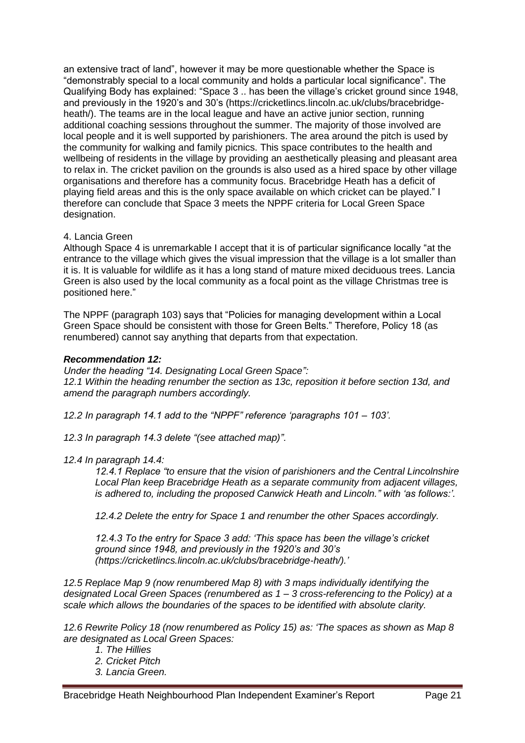an extensive tract of land", however it may be more questionable whether the Space is "demonstrably special to a local community and holds a particular local significance". The Qualifying Body has explained: "Space 3 .. has been the village's cricket ground since 1948, and previously in the 1920's and 30's (https://cricketlincs.lincoln.ac.uk/clubs/bracebridge-heath/). The teams are in the local league and have an active junior section, running additional coaching sessions throughout the summer. The majority of those involved are local people and it is well supported by parishioners. The area around the pitch is used by the community for walking and family picnics. This space contributes to the health and wellbeing of residents in the village by providing an aesthetically pleasing and pleasant area to relax in. The cricket pavilion on the grounds is also used as a hired space by other village organisations and therefore has a community focus. Bracebridge Heath has a deficit of playing field areas and this is the only space available on which cricket can be played." I therefore can conclude that Space 3 meets the NPPF criteria for Local Green Space designation.

4. Lancia Green

Although Space 4 is unremarkable I accept that it is of particular significance locally "at the entrance to the village which gives the visual impression that the village is a lot smaller than it is. It is valuable for wildlife as it has a long stand of mature mixed deciduous trees. Lancia Green is also used by the local community as a focal point as the village Christmas tree is positioned here."

The NPPF (paragraph 103) says that "Policies for managing development within a Local Green Space should be consistent with those for Green Belts." Therefore, Policy 18 (as renumbered) cannot say anything that departs from that expectation.

***Recommendation 12:***

*Under the heading "14. Designating Local Green Space":*
*12.1 Within the heading renumber the section as 13c, reposition it before section 13d, and amend the paragraph numbers accordingly.*

*12.2 In paragraph 14.1 add to the "NPPF" reference 'paragraphs 101 – 103'.*

*12.3 In paragraph 14.3 delete "(see attached map)".*

*12.4 In paragraph 14.4:*

> *12.4.1 Replace "to ensure that the vision of parishioners and the Central Lincolnshire Local Plan keep Bracebridge Heath as a separate community from adjacent villages, is adhered to, including the proposed Canwick Heath and Lincoln." with 'as follows:'.*
>
> *12.4.2 Delete the entry for Space 1 and renumber the other Spaces accordingly.*
>
> *12.4.3 To the entry for Space 3 add: 'This space has been the village's cricket ground since 1948, and previously in the 1920's and 30's (https://cricketlincs.lincoln.ac.uk/clubs/bracebridge-heath/).'*

*12.5 Replace Map 9 (now renumbered Map 8) with 3 maps individually identifying the designated Local Green Spaces (renumbered as 1 – 3 cross-referencing to the Policy) at a scale which allows the boundaries of the spaces to be identified with absolute clarity.*

*12.6 Rewrite Policy 18 (now renumbered as Policy 15) as: 'The spaces as shown as Map 8 are designated as Local Green Spaces:*

> *1. The Hillies*
> *2. Cricket Pitch*
> *3. Lancia Green.*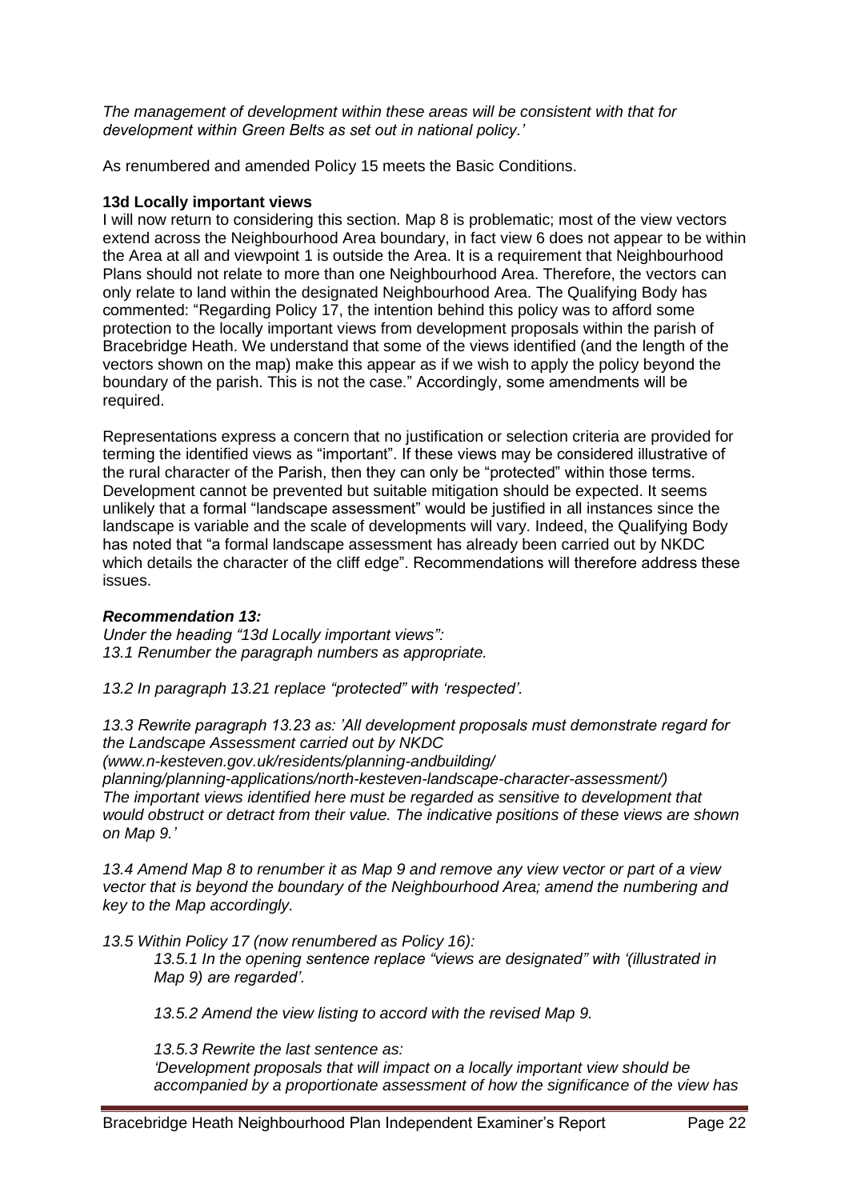*The management of development within these areas will be consistent with that for development within Green Belts as set out in national policy.'*

As renumbered and amended Policy 15 meets the Basic Conditions.

**13d Locally important views**

I will now return to considering this section. Map 8 is problematic; most of the view vectors extend across the Neighbourhood Area boundary, in fact view 6 does not appear to be within the Area at all and viewpoint 1 is outside the Area. It is a requirement that Neighbourhood Plans should not relate to more than one Neighbourhood Area. Therefore, the vectors can only relate to land within the designated Neighbourhood Area. The Qualifying Body has commented: "Regarding Policy 17, the intention behind this policy was to afford some protection to the locally important views from development proposals within the parish of Bracebridge Heath. We understand that some of the views identified (and the length of the vectors shown on the map) make this appear as if we wish to apply the policy beyond the boundary of the parish. This is not the case." Accordingly, some amendments will be required.

Representations express a concern that no justification or selection criteria are provided for terming the identified views as "important". If these views may be considered illustrative of the rural character of the Parish, then they can only be "protected" within those terms. Development cannot be prevented but suitable mitigation should be expected. It seems unlikely that a formal "landscape assessment" would be justified in all instances since the landscape is variable and the scale of developments will vary. Indeed, the Qualifying Body has noted that "a formal landscape assessment has already been carried out by NKDC which details the character of the cliff edge". Recommendations will therefore address these issues.

***Recommendation 13:***

*Under the heading "13d Locally important views":*
*13.1 Renumber the paragraph numbers as appropriate.*

*13.2 In paragraph 13.21 replace "protected" with 'respected'.*

*13.3 Rewrite paragraph 13.23 as: 'All development proposals must demonstrate regard for the Landscape Assessment carried out by NKDC (www.n-kesteven.gov.uk/residents/planning-andbuilding/ planning/planning-applications/north-kesteven-landscape-character-assessment/) The important views identified here must be regarded as sensitive to development that would obstruct or detract from their value. The indicative positions of these views are shown on Map 9.'*

*13.4 Amend Map 8 to renumber it as Map 9 and remove any view vector or part of a view vector that is beyond the boundary of the Neighbourhood Area; amend the numbering and key to the Map accordingly.*

*13.5 Within Policy 17 (now renumbered as Policy 16):*

> *13.5.1 In the opening sentence replace "views are designated" with '(illustrated in Map 9) are regarded'.*
>
> *13.5.2 Amend the view listing to accord with the revised Map 9.*
>
> *13.5.3 Rewrite the last sentence as:*
> *'Development proposals that will impact on a locally important view should be accompanied by a proportionate assessment of how the significance of the view has*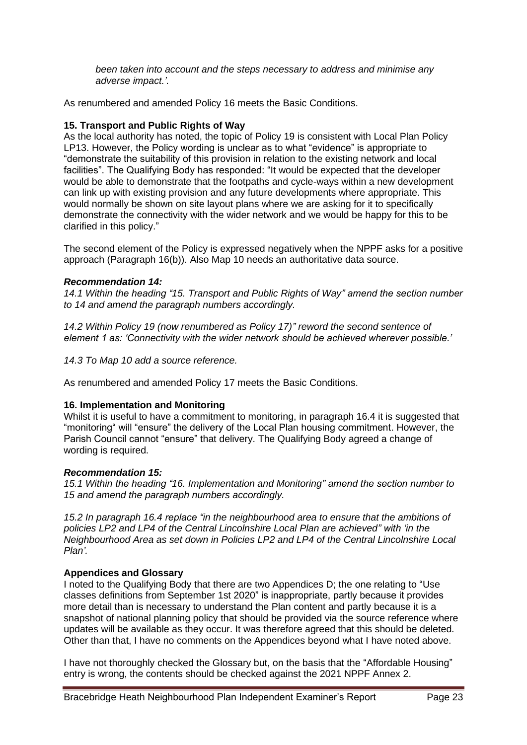*been taken into account and the steps necessary to address and minimise any adverse impact.'.*

As renumbered and amended Policy 16 meets the Basic Conditions.

**15. Transport and Public Rights of Way**

As the local authority has noted, the topic of Policy 19 is consistent with Local Plan Policy LP13. However, the Policy wording is unclear as to what "evidence" is appropriate to "demonstrate the suitability of this provision in relation to the existing network and local facilities". The Qualifying Body has responded: "It would be expected that the developer would be able to demonstrate that the footpaths and cycle-ways within a new development can link up with existing provision and any future developments where appropriate. This would normally be shown on site layout plans where we are asking for it to specifically demonstrate the connectivity with the wider network and we would be happy for this to be clarified in this policy."

The second element of the Policy is expressed negatively when the NPPF asks for a positive approach (Paragraph 16(b)). Also Map 10 needs an authoritative data source.

***Recommendation 14:***

*14.1 Within the heading "15. Transport and Public Rights of Way" amend the section number to 14 and amend the paragraph numbers accordingly.*

*14.2 Within Policy 19 (now renumbered as Policy 17)" reword the second sentence of element 1 as: 'Connectivity with the wider network should be achieved wherever possible.'*

*14.3 To Map 10 add a source reference.*

As renumbered and amended Policy 17 meets the Basic Conditions.

**16. Implementation and Monitoring**

Whilst it is useful to have a commitment to monitoring, in paragraph 16.4 it is suggested that "monitoring" will "ensure" the delivery of the Local Plan housing commitment. However, the Parish Council cannot "ensure" that delivery. The Qualifying Body agreed a change of wording is required.

***Recommendation 15:***

*15.1 Within the heading "16. Implementation and Monitoring" amend the section number to 15 and amend the paragraph numbers accordingly.*

*15.2 In paragraph 16.4 replace "in the neighbourhood area to ensure that the ambitions of policies LP2 and LP4 of the Central Lincolnshire Local Plan are achieved" with 'in the Neighbourhood Area as set down in Policies LP2 and LP4 of the Central Lincolnshire Local Plan'.*

**Appendices and Glossary**

I noted to the Qualifying Body that there are two Appendices D; the one relating to "Use classes definitions from September 1st 2020" is inappropriate, partly because it provides more detail than is necessary to understand the Plan content and partly because it is a snapshot of national planning policy that should be provided via the source reference where updates will be available as they occur. It was therefore agreed that this should be deleted. Other than that, I have no comments on the Appendices beyond what I have noted above.

I have not thoroughly checked the Glossary but, on the basis that the "Affordable Housing" entry is wrong, the contents should be checked against the 2021 NPPF Annex 2.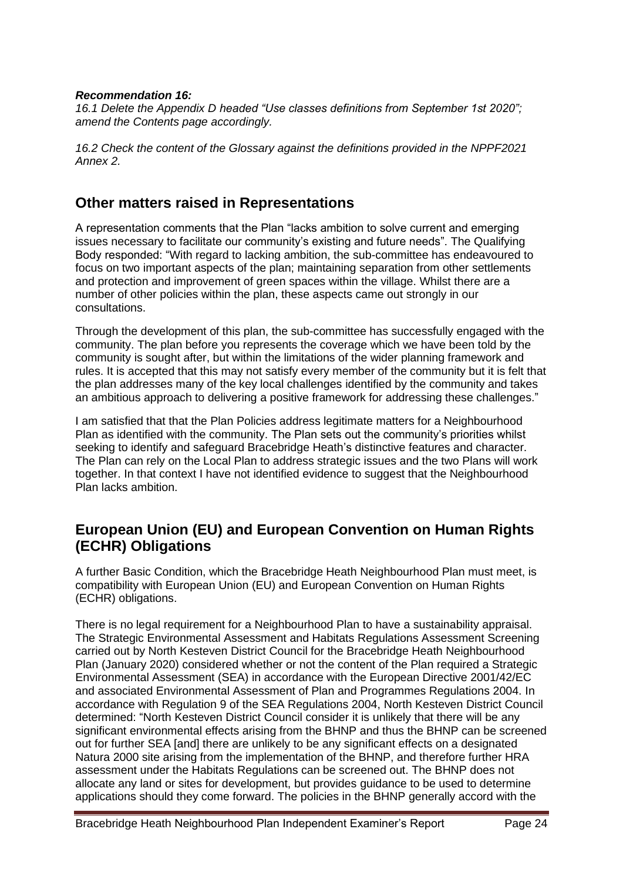***Recommendation 16:***

*16.1 Delete the Appendix D headed "Use classes definitions from September 1st 2020"; amend the Contents page accordingly.*

*16.2 Check the content of the Glossary against the definitions provided in the NPPF2021 Annex 2.*

## Other matters raised in Representations

A representation comments that the Plan "lacks ambition to solve current and emerging issues necessary to facilitate our community's existing and future needs". The Qualifying Body responded: "With regard to lacking ambition, the sub-committee has endeavoured to focus on two important aspects of the plan; maintaining separation from other settlements and protection and improvement of green spaces within the village. Whilst there are a number of other policies within the plan, these aspects came out strongly in our consultations.

Through the development of this plan, the sub-committee has successfully engaged with the community. The plan before you represents the coverage which we have been told by the community is sought after, but within the limitations of the wider planning framework and rules. It is accepted that this may not satisfy every member of the community but it is felt that the plan addresses many of the key local challenges identified by the community and takes an ambitious approach to delivering a positive framework for addressing these challenges."

I am satisfied that that the Plan Policies address legitimate matters for a Neighbourhood Plan as identified with the community. The Plan sets out the community's priorities whilst seeking to identify and safeguard Bracebridge Heath's distinctive features and character. The Plan can rely on the Local Plan to address strategic issues and the two Plans will work together. In that context I have not identified evidence to suggest that the Neighbourhood Plan lacks ambition.

## European Union (EU) and European Convention on Human Rights (ECHR) Obligations

A further Basic Condition, which the Bracebridge Heath Neighbourhood Plan must meet, is compatibility with European Union (EU) and European Convention on Human Rights (ECHR) obligations.

There is no legal requirement for a Neighbourhood Plan to have a sustainability appraisal. The Strategic Environmental Assessment and Habitats Regulations Assessment Screening carried out by North Kesteven District Council for the Bracebridge Heath Neighbourhood Plan (January 2020) considered whether or not the content of the Plan required a Strategic Environmental Assessment (SEA) in accordance with the European Directive 2001/42/EC and associated Environmental Assessment of Plan and Programmes Regulations 2004. In accordance with Regulation 9 of the SEA Regulations 2004, North Kesteven District Council determined: "North Kesteven District Council consider it is unlikely that there will be any significant environmental effects arising from the BHNP and thus the BHNP can be screened out for further SEA [and] there are unlikely to be any significant effects on a designated Natura 2000 site arising from the implementation of the BHNP, and therefore further HRA assessment under the Habitats Regulations can be screened out. The BHNP does not allocate any land or sites for development, but provides guidance to be used to determine applications should they come forward. The policies in the BHNP generally accord with the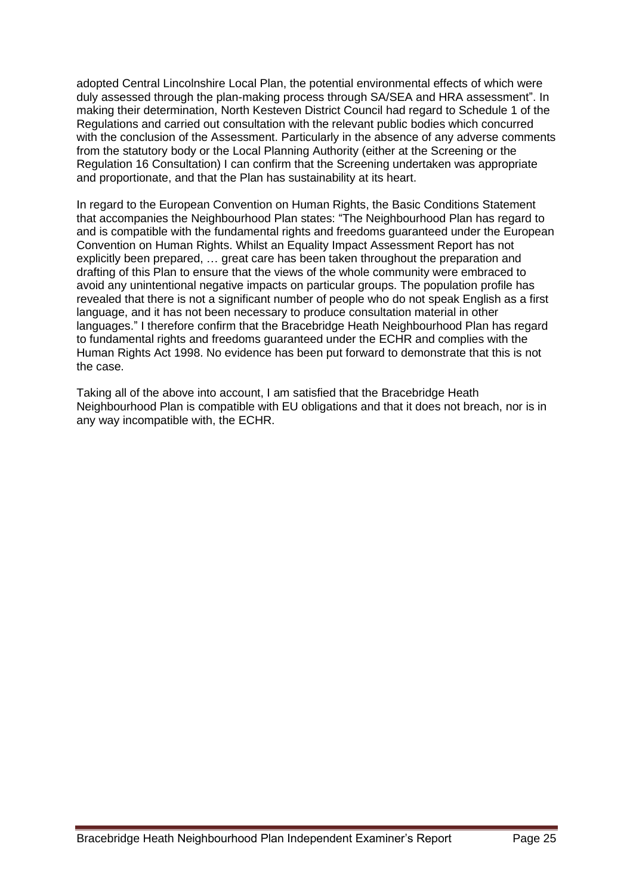adopted Central Lincolnshire Local Plan, the potential environmental effects of which were duly assessed through the plan-making process through SA/SEA and HRA assessment". In making their determination, North Kesteven District Council had regard to Schedule 1 of the Regulations and carried out consultation with the relevant public bodies which concurred with the conclusion of the Assessment. Particularly in the absence of any adverse comments from the statutory body or the Local Planning Authority (either at the Screening or the Regulation 16 Consultation) I can confirm that the Screening undertaken was appropriate and proportionate, and that the Plan has sustainability at its heart.

In regard to the European Convention on Human Rights, the Basic Conditions Statement that accompanies the Neighbourhood Plan states: "The Neighbourhood Plan has regard to and is compatible with the fundamental rights and freedoms guaranteed under the European Convention on Human Rights. Whilst an Equality Impact Assessment Report has not explicitly been prepared, … great care has been taken throughout the preparation and drafting of this Plan to ensure that the views of the whole community were embraced to avoid any unintentional negative impacts on particular groups. The population profile has revealed that there is not a significant number of people who do not speak English as a first language, and it has not been necessary to produce consultation material in other languages." I therefore confirm that the Bracebridge Heath Neighbourhood Plan has regard to fundamental rights and freedoms guaranteed under the ECHR and complies with the Human Rights Act 1998. No evidence has been put forward to demonstrate that this is not the case.

Taking all of the above into account, I am satisfied that the Bracebridge Heath Neighbourhood Plan is compatible with EU obligations and that it does not breach, nor is in any way incompatible with, the ECHR.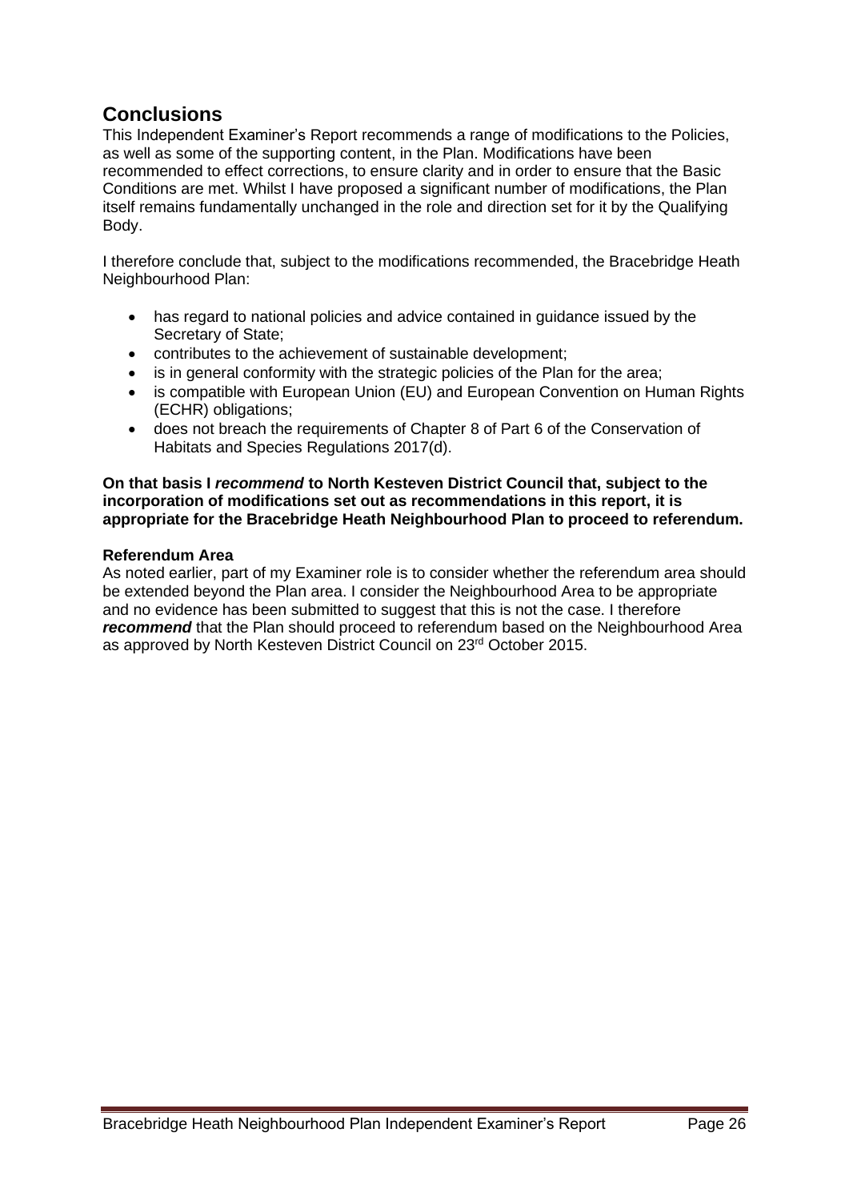## Conclusions

This Independent Examiner's Report recommends a range of modifications to the Policies, as well as some of the supporting content, in the Plan. Modifications have been recommended to effect corrections, to ensure clarity and in order to ensure that the Basic Conditions are met. Whilst I have proposed a significant number of modifications, the Plan itself remains fundamentally unchanged in the role and direction set for it by the Qualifying Body.

I therefore conclude that, subject to the modifications recommended, the Bracebridge Heath Neighbourhood Plan:

- has regard to national policies and advice contained in guidance issued by the Secretary of State;
- contributes to the achievement of sustainable development;
- is in general conformity with the strategic policies of the Plan for the area;
- is compatible with European Union (EU) and European Convention on Human Rights (ECHR) obligations;
- does not breach the requirements of Chapter 8 of Part 6 of the Conservation of Habitats and Species Regulations 2017(d).

**On that basis I *recommend* to North Kesteven District Council that, subject to the incorporation of modifications set out as recommendations in this report, it is appropriate for the Bracebridge Heath Neighbourhood Plan to proceed to referendum.**

**Referendum Area**

As noted earlier, part of my Examiner role is to consider whether the referendum area should be extended beyond the Plan area. I consider the Neighbourhood Area to be appropriate and no evidence has been submitted to suggest that this is not the case. I therefore ***recommend*** that the Plan should proceed to referendum based on the Neighbourhood Area as approved by North Kesteven District Council on 23rd October 2015.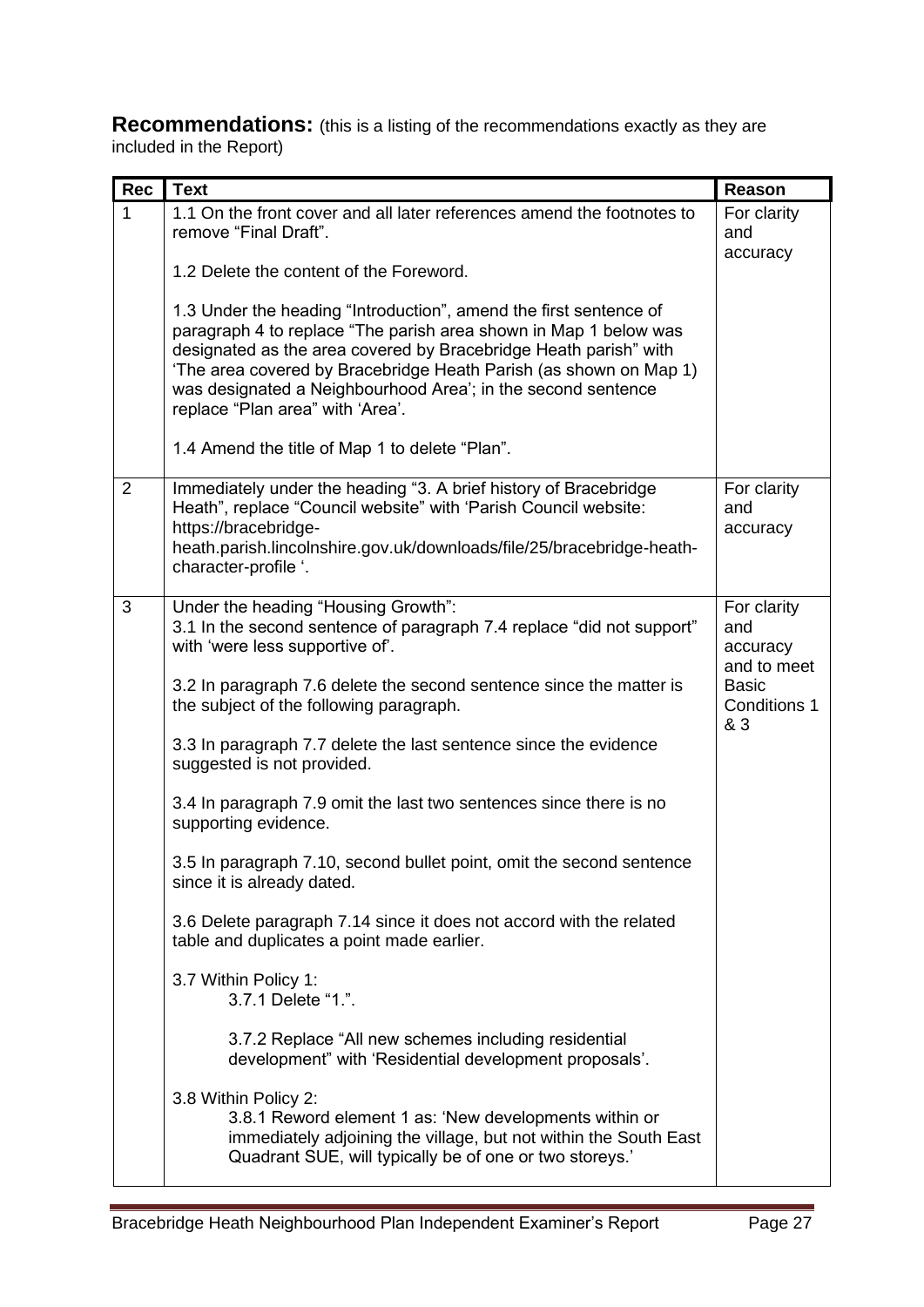**Recommendations:** (this is a listing of the recommendations exactly as they are included in the Report)

| Rec | Text | Reason |
|---|---|---|
| 1 | 1.1 On the front cover and all later references amend the footnotes to remove "Final Draft".<br><br>1.2 Delete the content of the Foreword.<br><br>1.3 Under the heading "Introduction", amend the first sentence of paragraph 4 to replace "The parish area shown in Map 1 below was designated as the area covered by Bracebridge Heath parish" with 'The area covered by Bracebridge Heath Parish (as shown on Map 1) was designated a Neighbourhood Area'; in the second sentence replace "Plan area" with 'Area'.<br><br>1.4 Amend the title of Map 1 to delete "Plan". | For clarity and accuracy |
| 2 | Immediately under the heading "3. A brief history of Bracebridge Heath", replace "Council website" with 'Parish Council website: https://bracebridge-heath.parish.lincolnshire.gov.uk/downloads/file/25/bracebridge-heath-character-profile '. | For clarity and accuracy |
| 3 | Under the heading "Housing Growth":<br>3.1 In the second sentence of paragraph 7.4 replace "did not support" with 'were less supportive of'.<br><br>3.2 In paragraph 7.6 delete the second sentence since the matter is the subject of the following paragraph.<br><br>3.3 In paragraph 7.7 delete the last sentence since the evidence suggested is not provided.<br><br>3.4 In paragraph 7.9 omit the last two sentences since there is no supporting evidence.<br><br>3.5 In paragraph 7.10, second bullet point, omit the second sentence since it is already dated.<br><br>3.6 Delete paragraph 7.14 since it does not accord with the related table and duplicates a point made earlier.<br><br>3.7 Within Policy 1:<br>3.7.1 Delete "1.".<br><br>3.7.2 Replace "All new schemes including residential development" with 'Residential development proposals'.<br><br>3.8 Within Policy 2:<br>3.8.1 Reword element 1 as: 'New developments within or immediately adjoining the village, but not within the South East Quadrant SUE, will typically be of one or two storeys.' | For clarity and accuracy and to meet Basic Conditions 1 & 3 |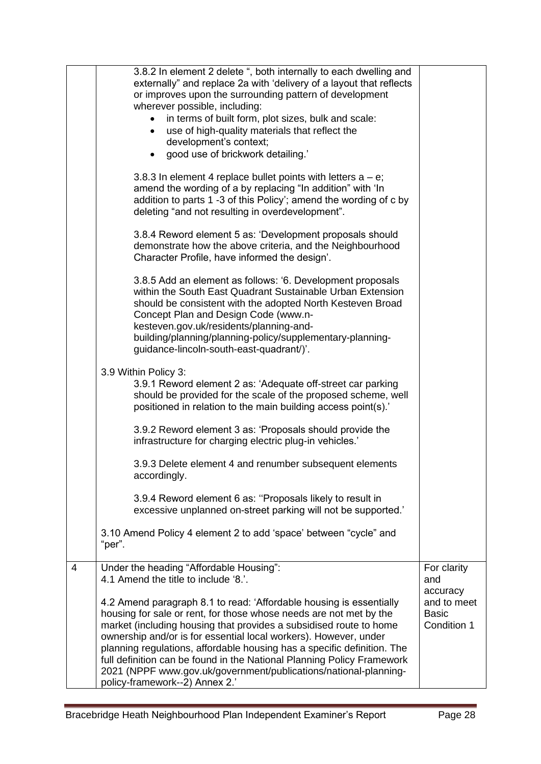| | | |
|---|---|---|
| | 3.8.2 In element 2 delete ", both internally to each dwelling and externally" and replace 2a with 'delivery of a layout that reflects or improves upon the surrounding pattern of development wherever possible, including:<br>• in terms of built form, plot sizes, bulk and scale:<br>• use of high-quality materials that reflect the development's context;<br>• good use of brickwork detailing.'<br><br>3.8.3 In element 4 replace bullet points with letters a – e; amend the wording of a by replacing "In addition" with 'In addition to parts 1 -3 of this Policy'; amend the wording of c by deleting "and not resulting in overdevelopment".<br><br>3.8.4 Reword element 5 as: 'Development proposals should demonstrate how the above criteria, and the Neighbourhood Character Profile, have informed the design'.<br><br>3.8.5 Add an element as follows: '6. Development proposals within the South East Quadrant Sustainable Urban Extension should be consistent with the adopted North Kesteven Broad Concept Plan and Design Code (www.n-kesteven.gov.uk/residents/planning-and-building/planning/planning-policy/supplementary-planning-guidance-lincoln-south-east-quadrant/)'.<br><br>3.9 Within Policy 3:<br>3.9.1 Reword element 2 as: 'Adequate off-street car parking should be provided for the scale of the proposed scheme, well positioned in relation to the main building access point(s).'<br><br>3.9.2 Reword element 3 as: 'Proposals should provide the infrastructure for charging electric plug-in vehicles.'<br><br>3.9.3 Delete element 4 and renumber subsequent elements accordingly.<br><br>3.9.4 Reword element 6 as: ''Proposals likely to result in excessive unplanned on-street parking will not be supported.'<br><br>3.10 Amend Policy 4 element 2 to add 'space' between "cycle" and "per". | |
| 4 | Under the heading "Affordable Housing":<br>4.1 Amend the title to include '8.'.<br><br>4.2 Amend paragraph 8.1 to read: 'Affordable housing is essentially housing for sale or rent, for those whose needs are not met by the market (including housing that provides a subsidised route to home ownership and/or is for essential local workers). However, under planning regulations, affordable housing has a specific definition. The full definition can be found in the National Planning Policy Framework 2021 (NPPF www.gov.uk/government/publications/national-planning-policy-framework--2) Annex 2.' | For clarity and accuracy and to meet Basic Condition 1 |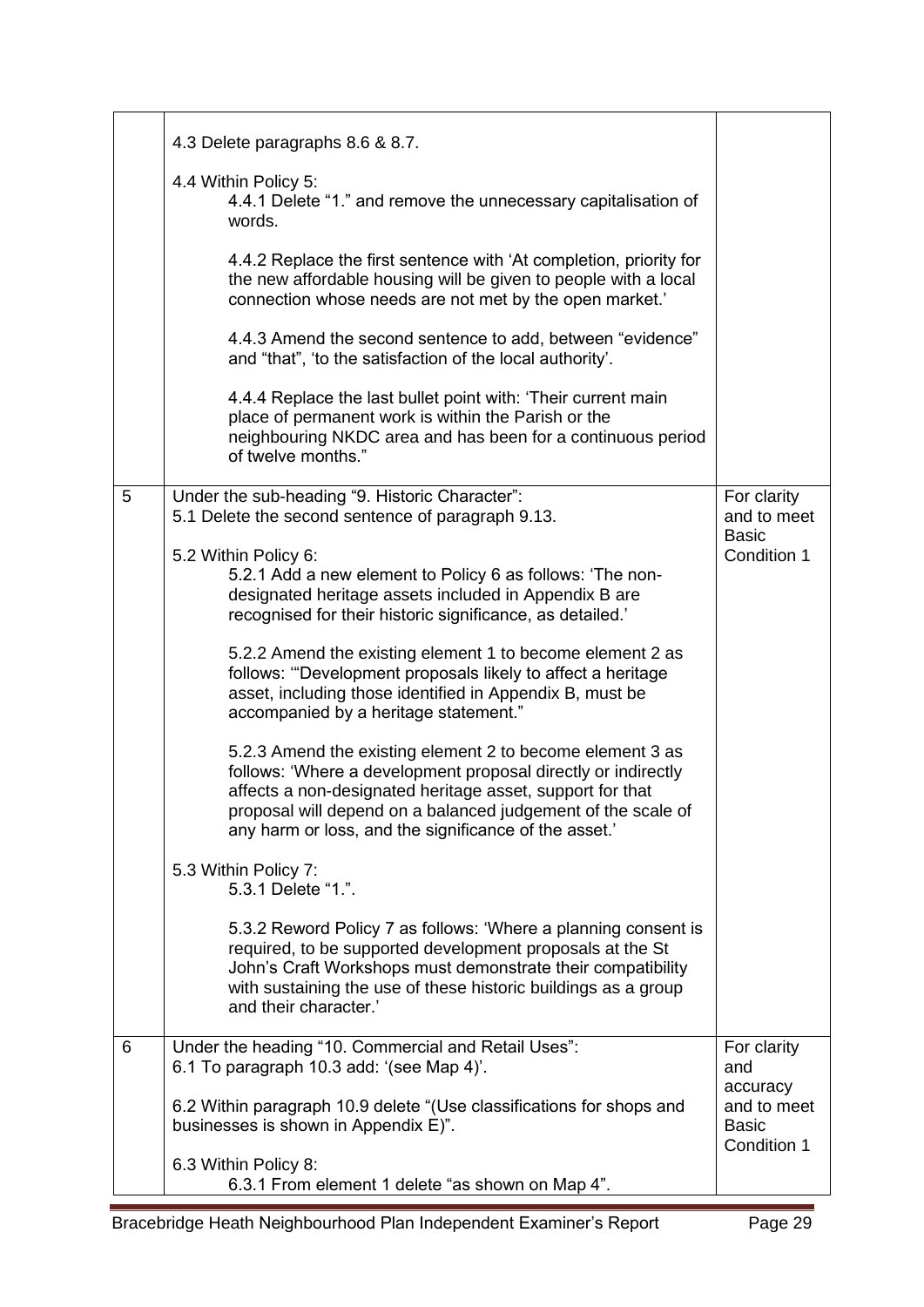| | | |
|---|---|---|
| | 4.3 Delete paragraphs 8.6 & 8.7.<br><br>4.4 Within Policy 5:<br>4.4.1 Delete "1." and remove the unnecessary capitalisation of words.<br><br>4.4.2 Replace the first sentence with 'At completion, priority for the new affordable housing will be given to people with a local connection whose needs are not met by the open market.'<br><br>4.4.3 Amend the second sentence to add, between "evidence" and "that", 'to the satisfaction of the local authority'.<br><br>4.4.4 Replace the last bullet point with: 'Their current main place of permanent work is within the Parish or the neighbouring NKDC area and has been for a continuous period of twelve months." | |
| 5 | Under the sub-heading "9. Historic Character":<br>5.1 Delete the second sentence of paragraph 9.13.<br><br>5.2 Within Policy 6:<br>5.2.1 Add a new element to Policy 6 as follows: 'The non-designated heritage assets included in Appendix B are recognised for their historic significance, as detailed.'<br><br>5.2.2 Amend the existing element 1 to become element 2 as follows: '"Development proposals likely to affect a heritage asset, including those identified in Appendix B, must be accompanied by a heritage statement."<br><br>5.2.3 Amend the existing element 2 to become element 3 as follows: 'Where a development proposal directly or indirectly affects a non-designated heritage asset, support for that proposal will depend on a balanced judgement of the scale of any harm or loss, and the significance of the asset.'<br><br>5.3 Within Policy 7:<br>5.3.1 Delete "1.".<br><br>5.3.2 Reword Policy 7 as follows: 'Where a planning consent is required, to be supported development proposals at the St John's Craft Workshops must demonstrate their compatibility with sustaining the use of these historic buildings as a group and their character.' | For clarity and to meet Basic Condition 1 |
| 6 | Under the heading "10. Commercial and Retail Uses":<br>6.1 To paragraph 10.3 add: '(see Map 4)'.<br><br>6.2 Within paragraph 10.9 delete "(Use classifications for shops and businesses is shown in Appendix E)".<br><br>6.3 Within Policy 8:<br>6.3.1 From element 1 delete "as shown on Map 4". | For clarity and accuracy and to meet Basic Condition 1 |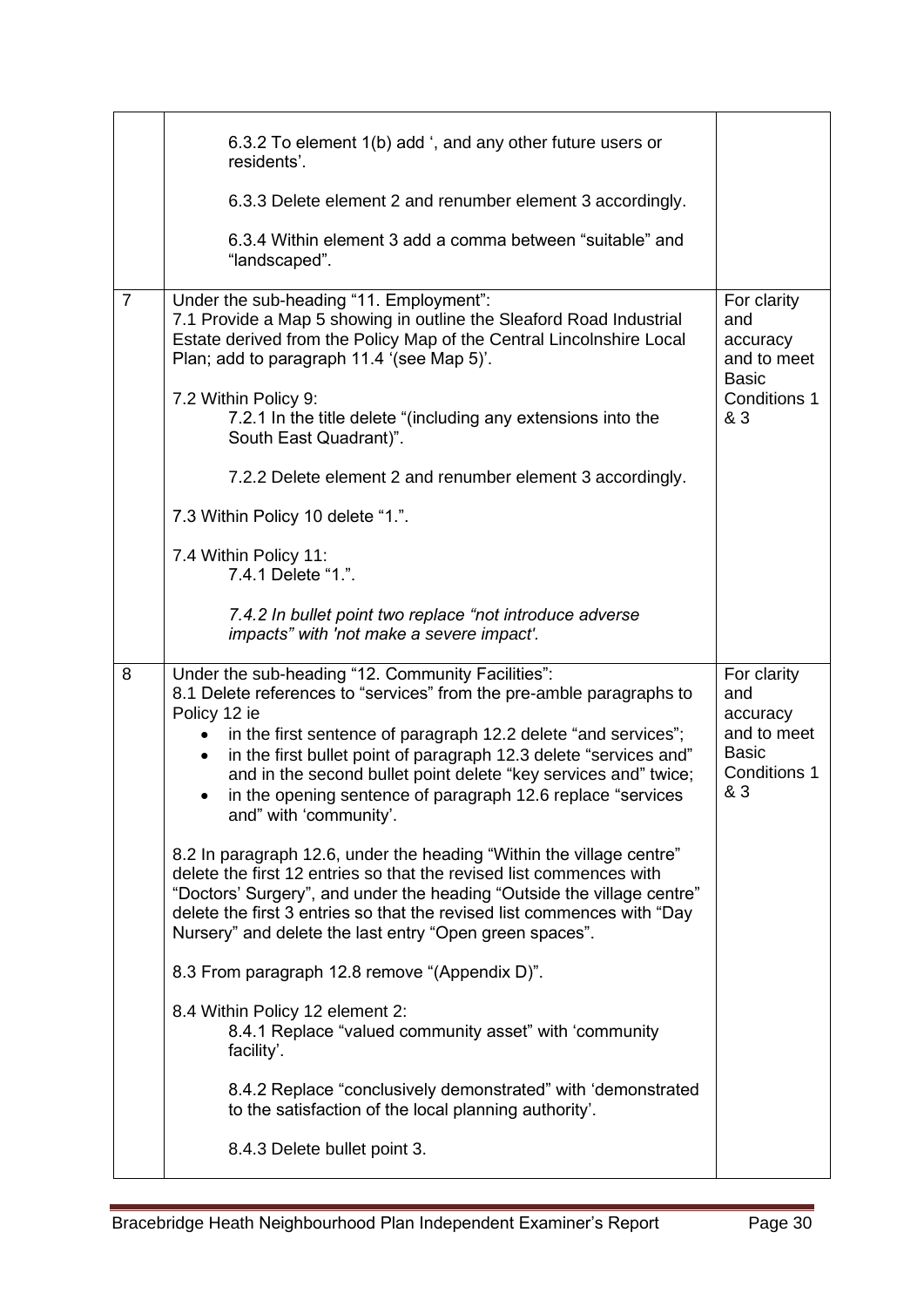| | | |
|---|---|---|
| | 6.3.2 To element 1(b) add ', and any other future users or residents'.<br><br>6.3.3 Delete element 2 and renumber element 3 accordingly.<br><br>6.3.4 Within element 3 add a comma between "suitable" and "landscaped". | |
| 7 | Under the sub-heading "11. Employment":<br>7.1 Provide a Map 5 showing in outline the Sleaford Road Industrial Estate derived from the Policy Map of the Central Lincolnshire Local Plan; add to paragraph 11.4 '(see Map 5)'.<br><br>7.2 Within Policy 9:<br>7.2.1 In the title delete "(including any extensions into the South East Quadrant)".<br><br>7.2.2 Delete element 2 and renumber element 3 accordingly.<br><br>7.3 Within Policy 10 delete "1.".<br><br>7.4 Within Policy 11:<br>7.4.1 Delete "1.".<br><br>*7.4.2 In bullet point two replace "not introduce adverse impacts" with 'not make a severe impact'.* | For clarity and accuracy and to meet Basic Conditions 1 & 3 |
| 8 | Under the sub-heading "12. Community Facilities":<br>8.1 Delete references to "services" from the pre-amble paragraphs to Policy 12 ie<br>• in the first sentence of paragraph 12.2 delete "and services";<br>• in the first bullet point of paragraph 12.3 delete "services and" and in the second bullet point delete "key services and" twice;<br>• in the opening sentence of paragraph 12.6 replace "services and" with 'community'.<br><br>8.2 In paragraph 12.6, under the heading "Within the village centre" delete the first 12 entries so that the revised list commences with "Doctors' Surgery", and under the heading "Outside the village centre" delete the first 3 entries so that the revised list commences with "Day Nursery" and delete the last entry "Open green spaces".<br><br>8.3 From paragraph 12.8 remove "(Appendix D)".<br><br>8.4 Within Policy 12 element 2:<br>8.4.1 Replace "valued community asset" with 'community facility'.<br><br>8.4.2 Replace "conclusively demonstrated" with 'demonstrated to the satisfaction of the local planning authority'.<br><br>8.4.3 Delete bullet point 3. | For clarity and accuracy and to meet Basic Conditions 1 & 3 |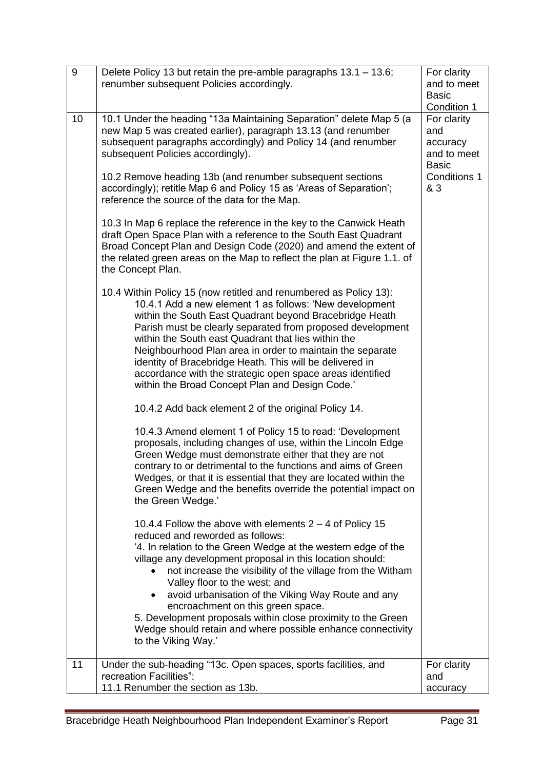| 9 | Delete Policy 13 but retain the pre-amble paragraphs 13.1 – 13.6; renumber subsequent Policies accordingly. | For clarity and to meet Basic Condition 1 |
|---|---|---|
| 10 | 10.1 Under the heading "13a Maintaining Separation" delete Map 5 (a new Map 5 was created earlier), paragraph 13.13 (and renumber subsequent paragraphs accordingly) and Policy 14 (and renumber subsequent Policies accordingly).<br><br>10.2 Remove heading 13b (and renumber subsequent sections accordingly); retitle Map 6 and Policy 15 as 'Areas of Separation'; reference the source of the data for the Map.<br><br>10.3 In Map 6 replace the reference in the key to the Canwick Heath draft Open Space Plan with a reference to the South East Quadrant Broad Concept Plan and Design Code (2020) and amend the extent of the related green areas on the Map to reflect the plan at Figure 1.1. of the Concept Plan.<br><br>10.4 Within Policy 15 (now retitled and renumbered as Policy 13):<br>10.4.1 Add a new element 1 as follows: 'New development within the South East Quadrant beyond Bracebridge Heath Parish must be clearly separated from proposed development within the South east Quadrant that lies within the Neighbourhood Plan area in order to maintain the separate identity of Bracebridge Heath. This will be delivered in accordance with the strategic open space areas identified within the Broad Concept Plan and Design Code.'<br><br>10.4.2 Add back element 2 of the original Policy 14.<br><br>10.4.3 Amend element 1 of Policy 15 to read: 'Development proposals, including changes of use, within the Lincoln Edge Green Wedge must demonstrate either that they are not contrary to or detrimental to the functions and aims of Green Wedges, or that it is essential that they are located within the Green Wedge and the benefits override the potential impact on the Green Wedge.'<br><br>10.4.4 Follow the above with elements 2 – 4 of Policy 15 reduced and reworded as follows:<br>'4. In relation to the Green Wedge at the western edge of the village any development proposal in this location should:<br>• not increase the visibility of the village from the Witham Valley floor to the west; and<br>• avoid urbanisation of the Viking Way Route and any encroachment on this green space.<br>5. Development proposals within close proximity to the Green Wedge should retain and where possible enhance connectivity to the Viking Way.' | For clarity and accuracy and to meet Basic Conditions 1 & 3 |
| 11 | Under the sub-heading "13c. Open spaces, sports facilities, and recreation Facilities":<br>11.1 Renumber the section as 13b. | For clarity and accuracy |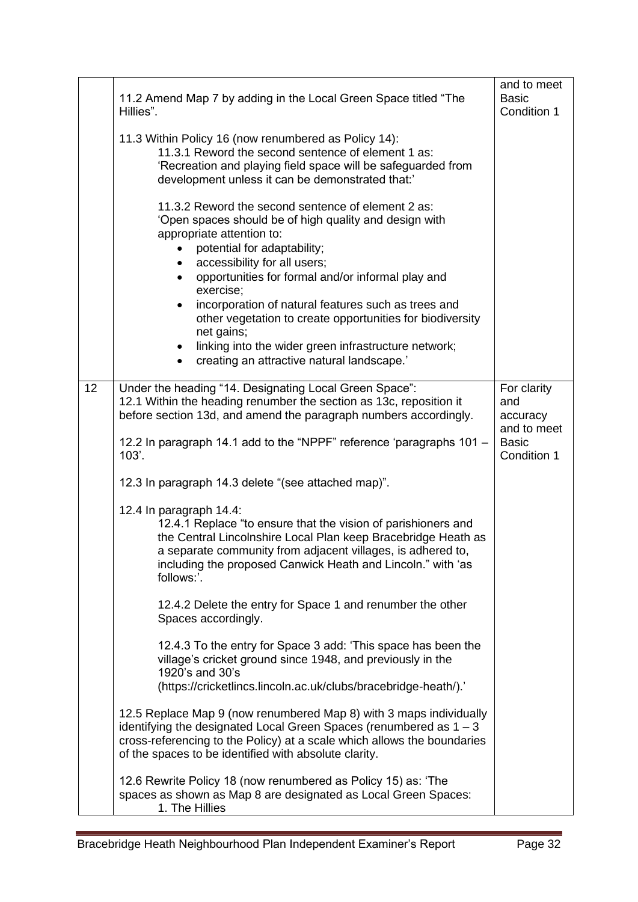| | | |
|---|---|---|
| | 11.2 Amend Map 7 by adding in the Local Green Space titled "The Hillies".<br><br>11.3 Within Policy 16 (now renumbered as Policy 14):<br>11.3.1 Reword the second sentence of element 1 as: 'Recreation and playing field space will be safeguarded from development unless it can be demonstrated that:'<br><br>11.3.2 Reword the second sentence of element 2 as: 'Open spaces should be of high quality and design with appropriate attention to:<br>• potential for adaptability;<br>• accessibility for all users;<br>• opportunities for formal and/or informal play and exercise;<br>• incorporation of natural features such as trees and other vegetation to create opportunities for biodiversity net gains;<br>• linking into the wider green infrastructure network;<br>• creating an attractive natural landscape.' | and to meet Basic Condition 1 |
| 12 | Under the heading "14. Designating Local Green Space":<br>12.1 Within the heading renumber the section as 13c, reposition it before section 13d, and amend the paragraph numbers accordingly.<br><br>12.2 In paragraph 14.1 add to the "NPPF" reference 'paragraphs 101 – 103'.<br><br>12.3 In paragraph 14.3 delete "(see attached map)".<br><br>12.4 In paragraph 14.4:<br>12.4.1 Replace "to ensure that the vision of parishioners and the Central Lincolnshire Local Plan keep Bracebridge Heath as a separate community from adjacent villages, is adhered to, including the proposed Canwick Heath and Lincoln." with 'as follows:'.<br><br>12.4.2 Delete the entry for Space 1 and renumber the other Spaces accordingly.<br><br>12.4.3 To the entry for Space 3 add: 'This space has been the village's cricket ground since 1948, and previously in the 1920's and 30's (https://cricketlincs.lincoln.ac.uk/clubs/bracebridge-heath/).'<br><br>12.5 Replace Map 9 (now renumbered Map 8) with 3 maps individually identifying the designated Local Green Spaces (renumbered as 1 – 3 cross-referencing to the Policy) at a scale which allows the boundaries of the spaces to be identified with absolute clarity.<br><br>12.6 Rewrite Policy 18 (now renumbered as Policy 15) as: 'The spaces as shown as Map 8 are designated as Local Green Spaces:<br>1. The Hillies | For clarity and accuracy and to meet Basic Condition 1 |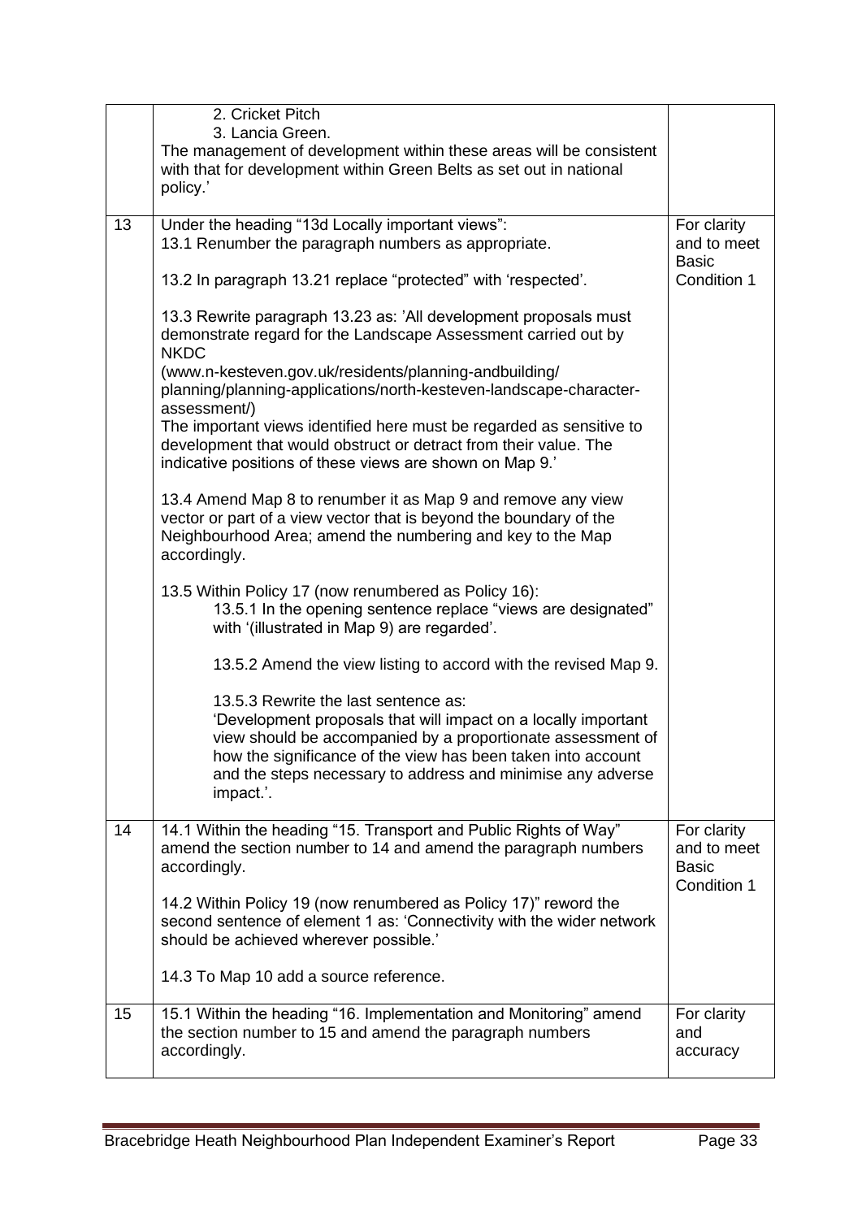| | | |
|---|---|---|
| | 2. Cricket Pitch<br>3. Lancia Green.<br>The management of development within these areas will be consistent with that for development within Green Belts as set out in national policy.' | |
| 13 | Under the heading "13d Locally important views":<br>13.1 Renumber the paragraph numbers as appropriate.<br><br>13.2 In paragraph 13.21 replace "protected" with 'respected'.<br><br>13.3 Rewrite paragraph 13.23 as: 'All development proposals must demonstrate regard for the Landscape Assessment carried out by NKDC<br>(www.n-kesteven.gov.uk/residents/planning-andbuilding/planning/planning-applications/north-kesteven-landscape-character-assessment/)<br>The important views identified here must be regarded as sensitive to development that would obstruct or detract from their value. The indicative positions of these views are shown on Map 9.'<br><br>13.4 Amend Map 8 to renumber it as Map 9 and remove any view vector or part of a view vector that is beyond the boundary of the Neighbourhood Area; amend the numbering and key to the Map accordingly.<br><br>13.5 Within Policy 17 (now renumbered as Policy 16):<br>13.5.1 In the opening sentence replace "views are designated" with '(illustrated in Map 9) are regarded'.<br><br>13.5.2 Amend the view listing to accord with the revised Map 9.<br><br>13.5.3 Rewrite the last sentence as:<br>'Development proposals that will impact on a locally important view should be accompanied by a proportionate assessment of how the significance of the view has been taken into account and the steps necessary to address and minimise any adverse impact.'. | For clarity and to meet Basic Condition 1 |
| 14 | 14.1 Within the heading "15. Transport and Public Rights of Way" amend the section number to 14 and amend the paragraph numbers accordingly.<br><br>14.2 Within Policy 19 (now renumbered as Policy 17)" reword the second sentence of element 1 as: 'Connectivity with the wider network should be achieved wherever possible.'<br><br>14.3 To Map 10 add a source reference. | For clarity and to meet Basic Condition 1 |
| 15 | 15.1 Within the heading "16. Implementation and Monitoring" amend the section number to 15 and amend the paragraph numbers accordingly. | For clarity and accuracy |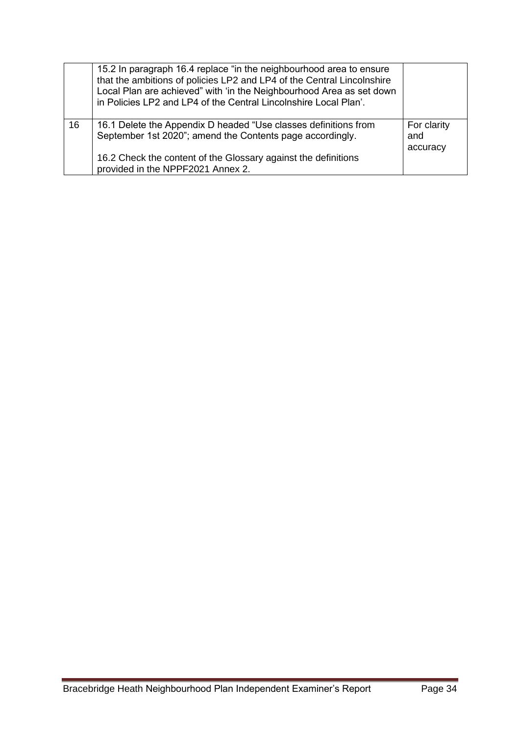| | | |
|---|---|---|
| | 15.2 In paragraph 16.4 replace "in the neighbourhood area to ensure that the ambitions of policies LP2 and LP4 of the Central Lincolnshire Local Plan are achieved" with 'in the Neighbourhood Area as set down in Policies LP2 and LP4 of the Central Lincolnshire Local Plan'. | |
| 16 | 16.1 Delete the Appendix D headed "Use classes definitions from September 1st 2020"; amend the Contents page accordingly.<br><br>16.2 Check the content of the Glossary against the definitions provided in the NPPF2021 Annex 2. | For clarity and accuracy |